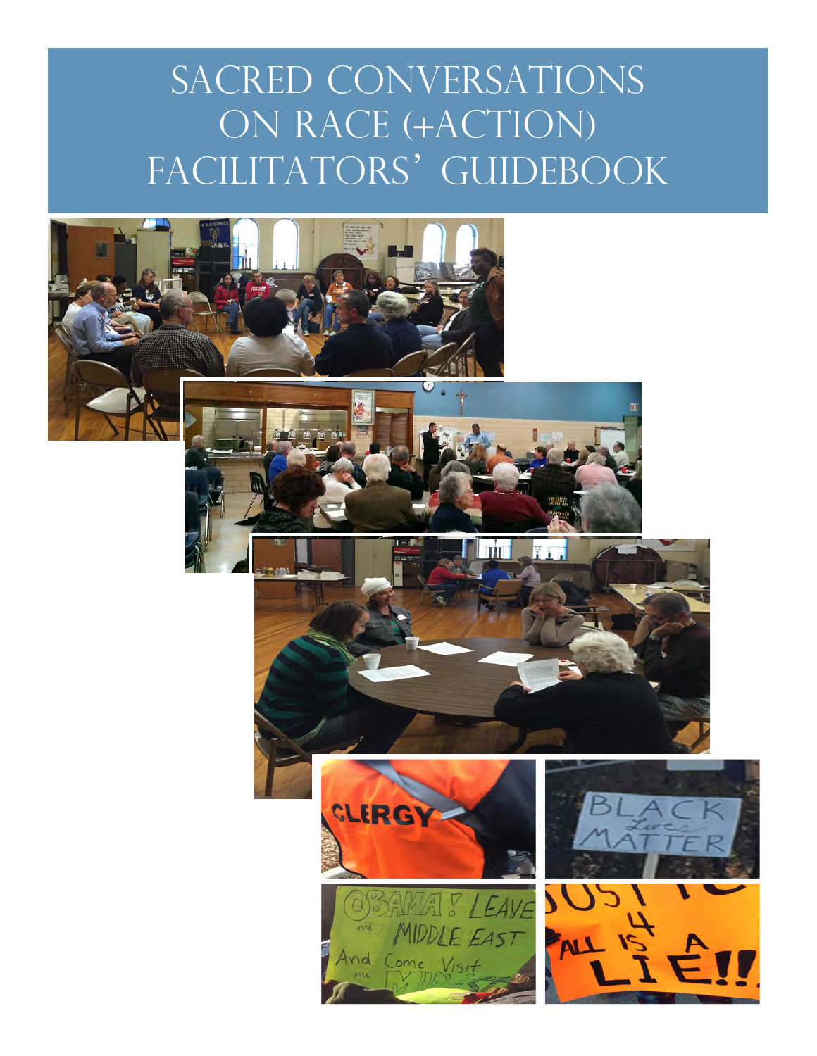# SACRED CONVERSATIONS ON RACE (+ACTION) FACILITATORS' GUIDEBOOK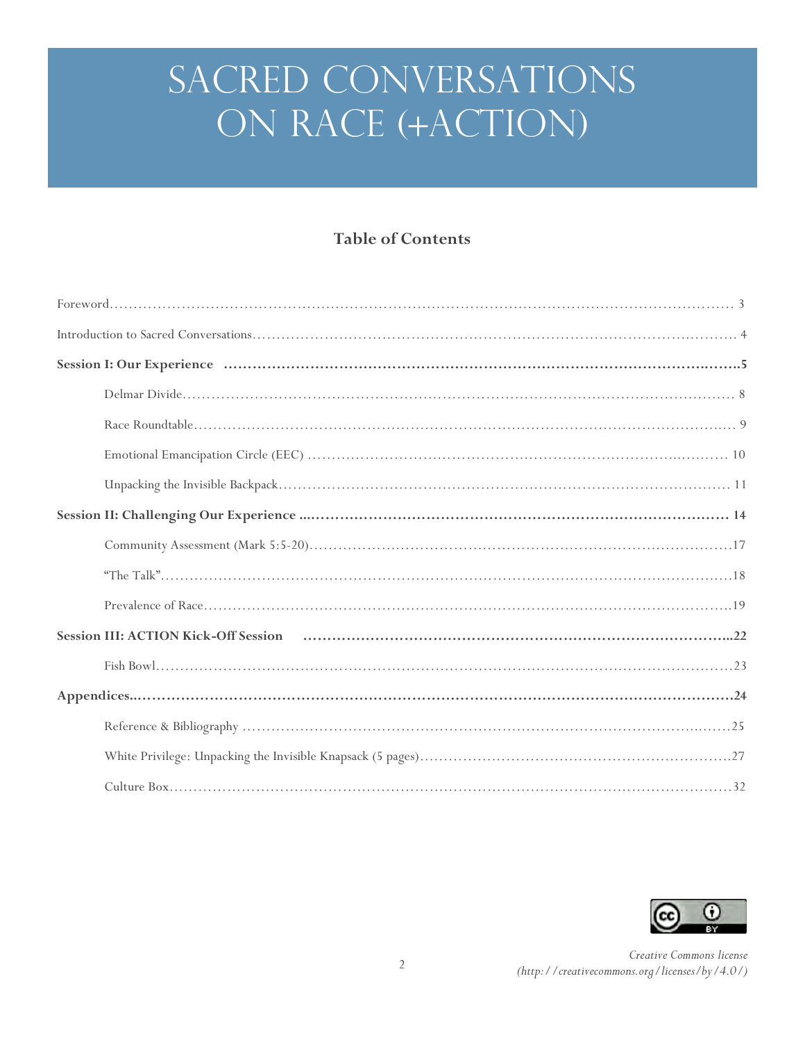# SACRED CONVERSATIONS ON RACE (+ACTION)

## Table of Contents

Foreword........................................................................................................................ 3

Introduction to Sacred Conversations......................................................................................... 4

**Session I: Our Experience ..........................................................................................5**

Delmar Divide................................................................................................................ 8

Race Roundtable............................................................................................................ 9

Emotional Emancipation Circle (EEC) ...................................................................................... 10

Unpacking the Invisible Backpack............................................................................................ 11

**Session II: Challenging Our Experience ................................................................................. 14**

Community Assessment (Mark 5:5-20).........................................................................................17

"The Talk"...................................................................................................................18

Prevalence of Race..........................................................................................................19

**Session III: ACTION Kick-Off Session ....................................................................................22**

Fish Bowl....................................................................................................................23

**Appendices.................................................................................................................24**

Reference & Bibliography ...................................................................................................25

White Privilege: Unpacking the Invisible Knapsack (5 pages)...............................................................27

Culture Box..................................................................................................................32

*Creative Commons license (http://creativecommons.org/licenses/by/4.0/)*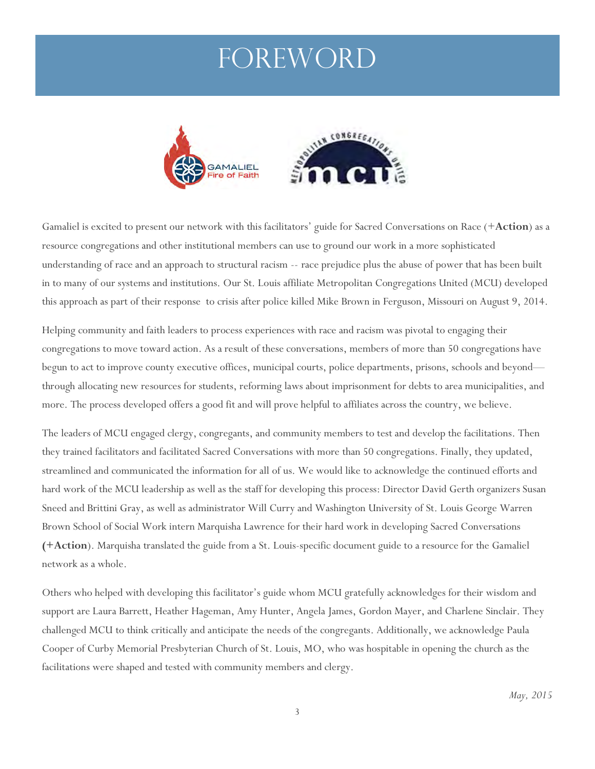# FOREWORD

Gamaliel is excited to present our network with this facilitators' guide for Sacred Conversations on Race (**+Action**) as a resource congregations and other institutional members can use to ground our work in a more sophisticated understanding of race and an approach to structural racism -- race prejudice plus the abuse of power that has been built in to many of our systems and institutions. Our St. Louis affiliate Metropolitan Congregations United (MCU) developed this approach as part of their response to crisis after police killed Mike Brown in Ferguson, Missouri on August 9, 2014.

Helping community and faith leaders to process experiences with race and racism was pivotal to engaging their congregations to move toward action. As a result of these conversations, members of more than 50 congregations have begun to act to improve county executive offices, municipal courts, police departments, prisons, schools and beyond—through allocating new resources for students, reforming laws about imprisonment for debts to area municipalities, and more. The process developed offers a good fit and will prove helpful to affiliates across the country, we believe.

The leaders of MCU engaged clergy, congregants, and community members to test and develop the facilitations. Then they trained facilitators and facilitated Sacred Conversations with more than 50 congregations. Finally, they updated, streamlined and communicated the information for all of us. We would like to acknowledge the continued efforts and hard work of the MCU leadership as well as the staff for developing this process: Director David Gerth organizers Susan Sneed and Brittini Gray, as well as administrator Will Curry and Washington University of St. Louis George Warren Brown School of Social Work intern Marquisha Lawrence for their hard work in developing Sacred Conversations **(+Action)**. Marquisha translated the guide from a St. Louis-specific document guide to a resource for the Gamaliel network as a whole.

Others who helped with developing this facilitator's guide whom MCU gratefully acknowledges for their wisdom and support are Laura Barrett, Heather Hageman, Amy Hunter, Angela James, Gordon Mayer, and Charlene Sinclair. They challenged MCU to think critically and anticipate the needs of the congregants. Additionally, we acknowledge Paula Cooper of Curby Memorial Presbyterian Church of St. Louis, MO, who was hospitable in opening the church as the facilitations were shaped and tested with community members and clergy.

*May, 2015*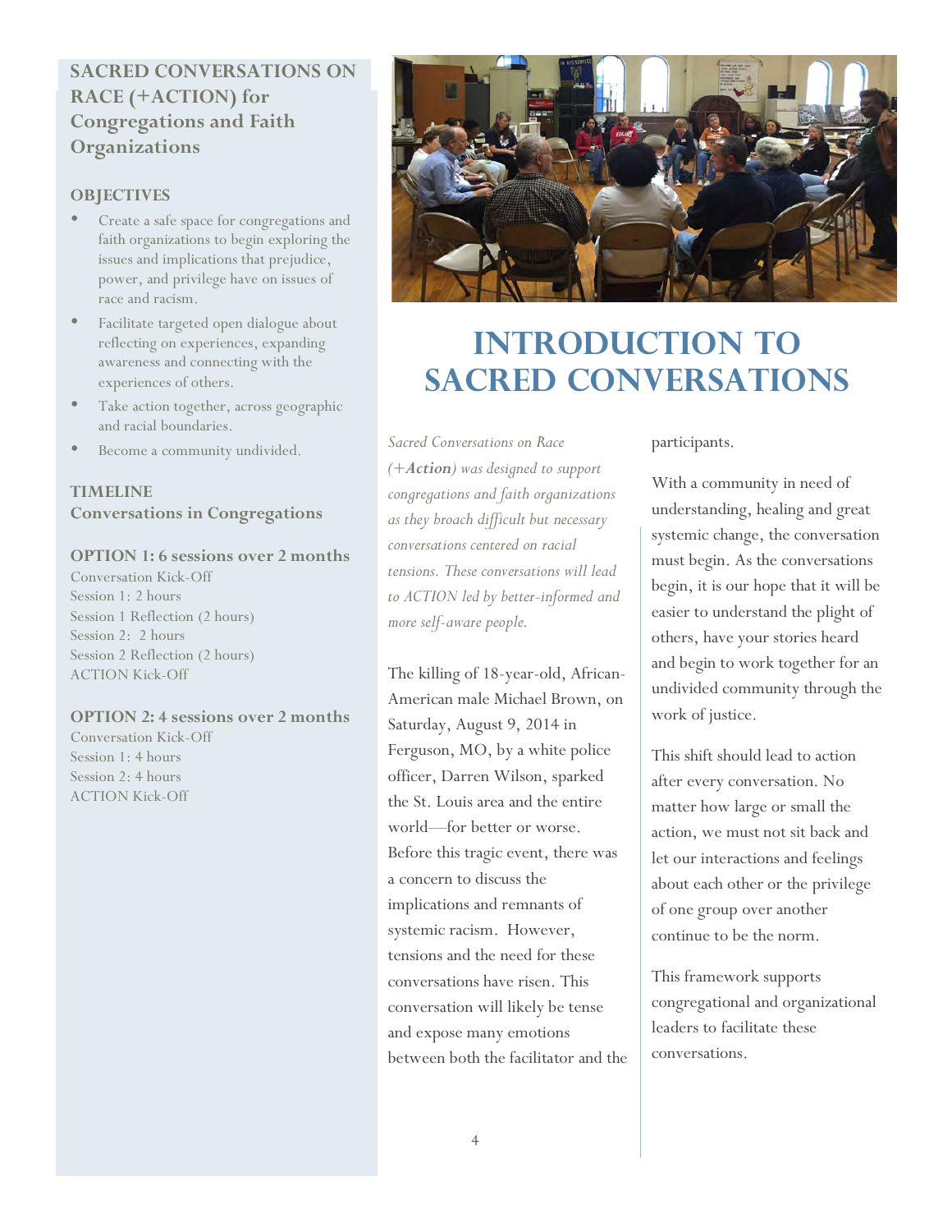## SACRED CONVERSATIONS ON RACE (+ACTION) for Congregations and Faith Organizations

### OBJECTIVES

- Create a safe space for congregations and faith organizations to begin exploring the issues and implications that prejudice, power, and privilege have on issues of race and racism.
- Facilitate targeted open dialogue about reflecting on experiences, expanding awareness and connecting with the experiences of others.
- Take action together, across geographic and racial boundaries.
- Become a community undivided.

### TIMELINE
**Conversations in Congregations**

**OPTION 1: 6 sessions over 2 months**

Conversation Kick-Off
Session 1: 2 hours
Session 1 Reflection (2 hours)
Session 2: 2 hours
Session 2 Reflection (2 hours)
ACTION Kick-Off

**OPTION 2: 4 sessions over 2 months**

Conversation Kick-Off
Session 1: 4 hours
Session 2: 4 hours
ACTION Kick-Off

# INTRODUCTION TO SACRED CONVERSATIONS

*Sacred Conversations on Race (+**Action**) was designed to support congregations and faith organizations as they broach difficult but necessary conversations centered on racial tensions. These conversations will lead to ACTION led by better-informed and more self-aware people.*

The killing of 18-year-old, African-American male Michael Brown, on Saturday, August 9, 2014 in Ferguson, MO, by a white police officer, Darren Wilson, sparked the St. Louis area and the entire world—for better or worse. Before this tragic event, there was a concern to discuss the implications and remnants of systemic racism. However, tensions and the need for these conversations have risen. This conversation will likely be tense and expose many emotions between both the facilitator and the participants.

With a community in need of understanding, healing and great systemic change, the conversation must begin. As the conversations begin, it is our hope that it will be easier to understand the plight of others, have your stories heard and begin to work together for an undivided community through the work of justice.

This shift should lead to action after every conversation. No matter how large or small the action, we must not sit back and let our interactions and feelings about each other or the privilege of one group over another continue to be the norm.

This framework supports congregational and organizational leaders to facilitate these conversations.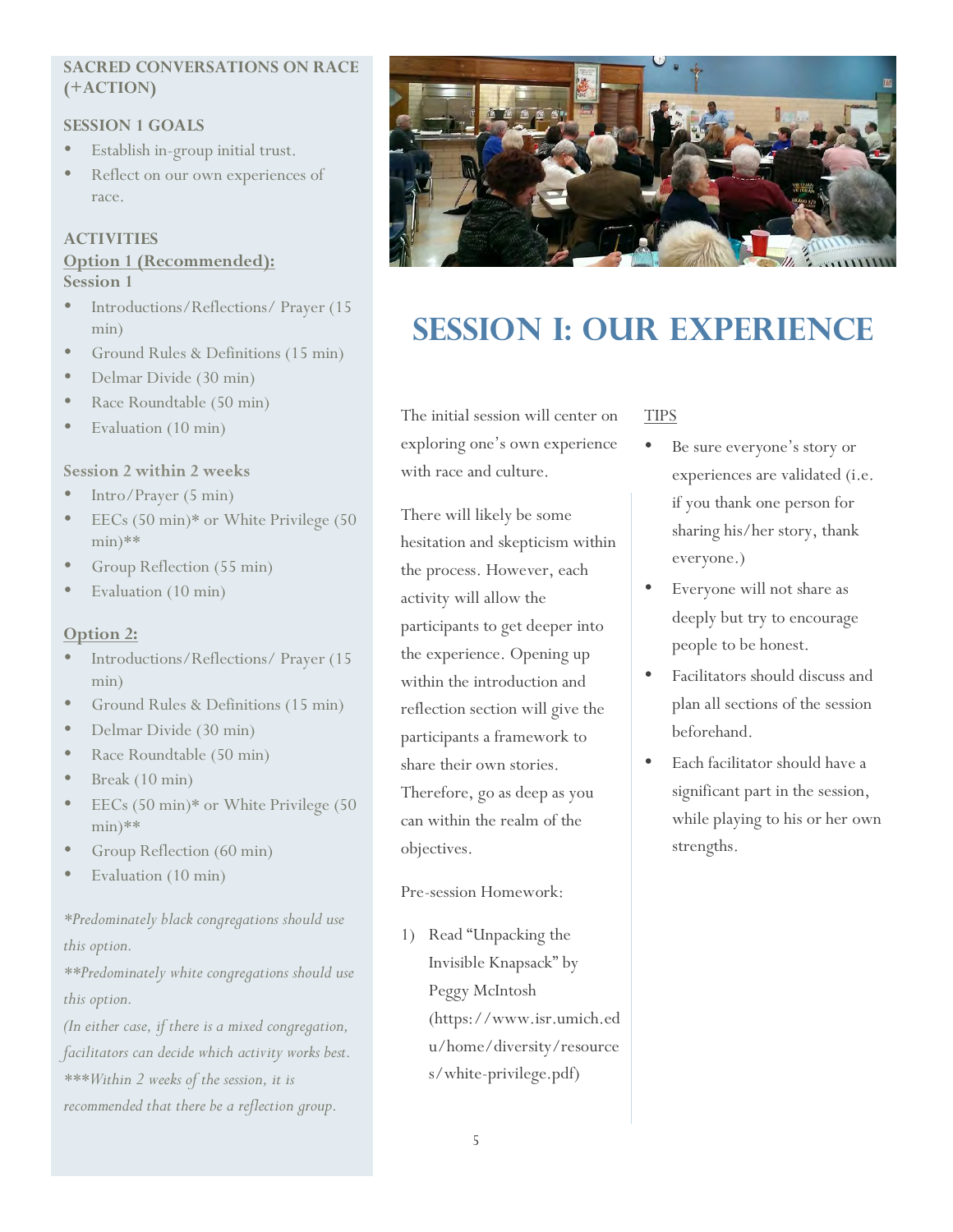**SACRED CONVERSATIONS ON RACE (+ACTION)**

**SESSION 1 GOALS**

- Establish in-group initial trust.
- Reflect on our own experiences of race.

**ACTIVITIES**

**Option 1 (Recommended):**

**Session 1**

- Introductions/Reflections/ Prayer (15 min)
- Ground Rules & Definitions (15 min)
- Delmar Divide (30 min)
- Race Roundtable (50 min)
- Evaluation (10 min)

**Session 2 within 2 weeks**

- Intro/Prayer (5 min)
- EECs (50 min)* or White Privilege (50 min)**
- Group Reflection (55 min)
- Evaluation (10 min)

**Option 2:**

- Introductions/Reflections/ Prayer (15 min)
- Ground Rules & Definitions (15 min)
- Delmar Divide (30 min)
- Race Roundtable (50 min)
- Break (10 min)
- EECs (50 min)* or White Privilege (50 min)**
- Group Reflection (60 min)
- Evaluation (10 min)

*\*Predominately black congregations should use this option.*

*\*\*Predominately white congregations should use this option.*

*(In either case, if there is a mixed congregation, facilitators can decide which activity works best.*

*\*\*\*Within 2 weeks of the session, it is recommended that there be a reflection group.*

# SESSION I: OUR EXPERIENCE

The initial session will center on exploring one's own experience with race and culture.

There will likely be some hesitation and skepticism within the process. However, each activity will allow the participants to get deeper into the experience. Opening up within the introduction and reflection section will give the participants a framework to share their own stories. Therefore, go as deep as you can within the realm of the objectives.

Pre-session Homework:

1) Read "Unpacking the Invisible Knapsack" by Peggy McIntosh (https://www.isr.umich.edu/home/diversity/resources/white-privilege.pdf)

TIPS

- Be sure everyone's story or experiences are validated (i.e. if you thank one person for sharing his/her story, thank everyone.)
- Everyone will not share as deeply but try to encourage people to be honest.
- Facilitators should discuss and plan all sections of the session beforehand.
- Each facilitator should have a significant part in the session, while playing to his or her own strengths.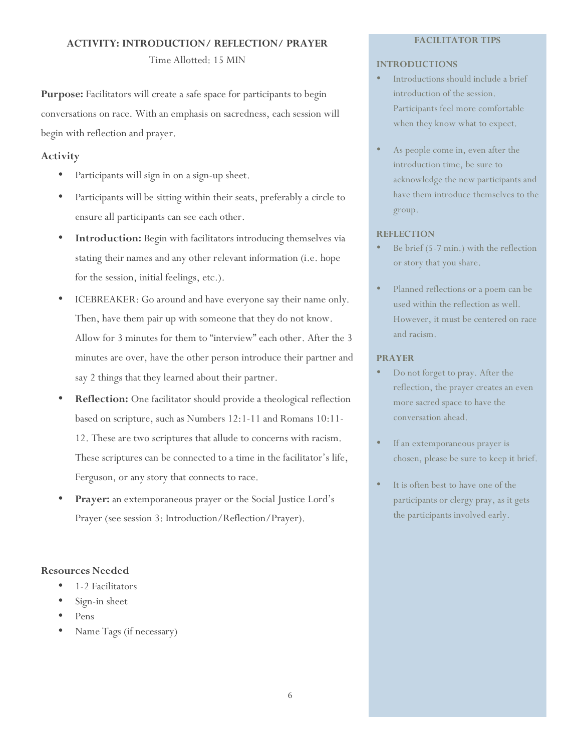## ACTIVITY: INTRODUCTION/ REFLECTION/ PRAYER

Time Allotted: 15 MIN

**Purpose:** Facilitators will create a safe space for participants to begin conversations on race. With an emphasis on sacredness, each session will begin with reflection and prayer.

### Activity

- Participants will sign in on a sign-up sheet.
- Participants will be sitting within their seats, preferably a circle to ensure all participants can see each other.
- **Introduction:** Begin with facilitators introducing themselves via stating their names and any other relevant information (i.e. hope for the session, initial feelings, etc.).
- ICEBREAKER: Go around and have everyone say their name only. Then, have them pair up with someone that they do not know. Allow for 3 minutes for them to "interview" each other. After the 3 minutes are over, have the other person introduce their partner and say 2 things that they learned about their partner.
- **Reflection:** One facilitator should provide a theological reflection based on scripture, such as Numbers 12:1-11 and Romans 10:11-12. These are two scriptures that allude to concerns with racism. These scriptures can be connected to a time in the facilitator's life, Ferguson, or any story that connects to race.
- **Prayer:** an extemporaneous prayer or the Social Justice Lord's Prayer (see session 3: Introduction/Reflection/Prayer).

### Resources Needed

- 1-2 Facilitators
- Sign-in sheet
- Pens
- Name Tags (if necessary)

### FACILITATOR TIPS

**INTRODUCTIONS**

- Introductions should include a brief introduction of the session. Participants feel more comfortable when they know what to expect.
- As people come in, even after the introduction time, be sure to acknowledge the new participants and have them introduce themselves to the group.

**REFLECTION**

- Be brief (5-7 min.) with the reflection or story that you share.
- Planned reflections or a poem can be used within the reflection as well. However, it must be centered on race and racism.

**PRAYER**

- Do not forget to pray. After the reflection, the prayer creates an even more sacred space to have the conversation ahead.
- If an extemporaneous prayer is chosen, please be sure to keep it brief.
- It is often best to have one of the participants or clergy pray, as it gets the participants involved early.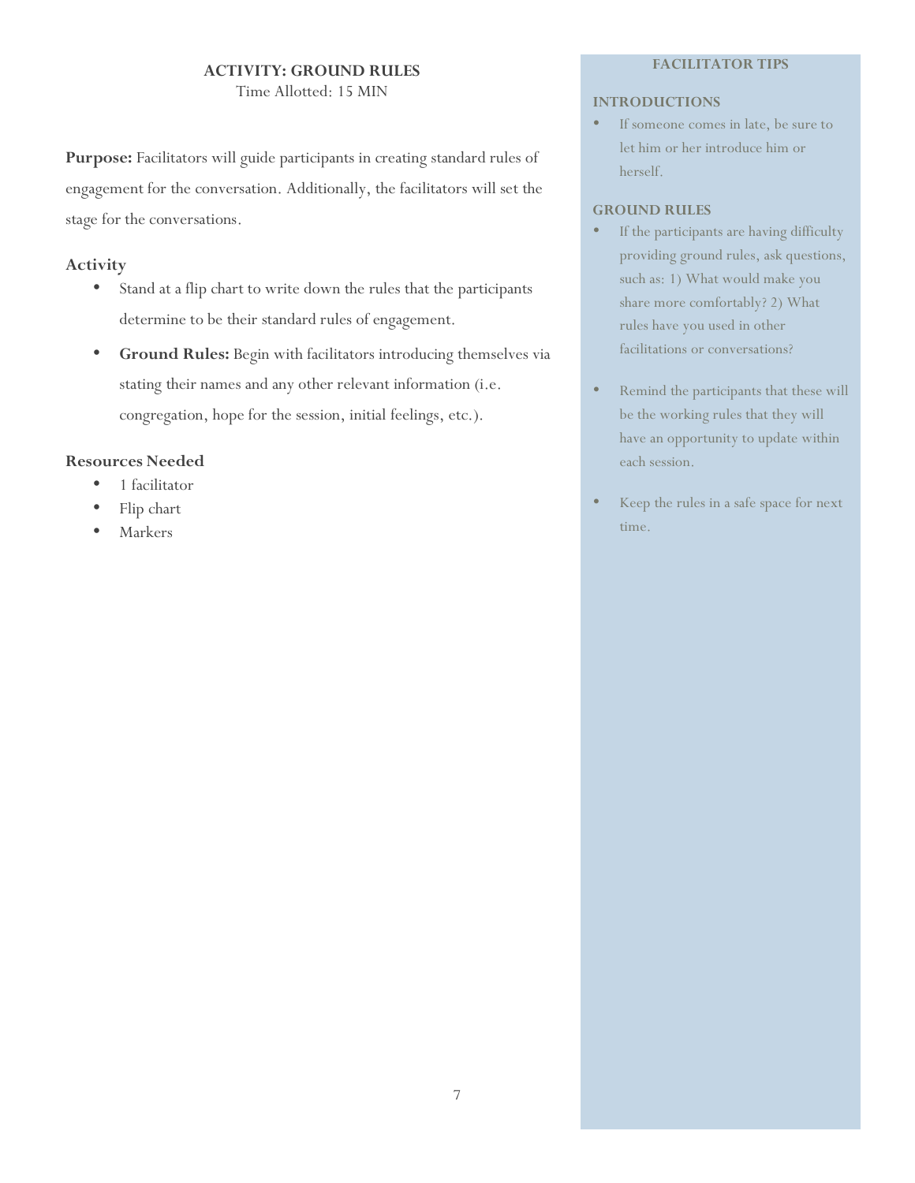## ACTIVITY: GROUND RULES

Time Allotted: 15 MIN

**Purpose:** Facilitators will guide participants in creating standard rules of engagement for the conversation. Additionally, the facilitators will set the stage for the conversations.

### Activity

- Stand at a flip chart to write down the rules that the participants determine to be their standard rules of engagement.
- **Ground Rules:** Begin with facilitators introducing themselves via stating their names and any other relevant information (i.e. congregation, hope for the session, initial feelings, etc.).

### Resources Needed

- 1 facilitator
- Flip chart
- Markers

### FACILITATOR TIPS

**INTRODUCTIONS**

- If someone comes in late, be sure to let him or her introduce him or herself.

**GROUND RULES**

- If the participants are having difficulty providing ground rules, ask questions, such as: 1) What would make you share more comfortably? 2) What rules have you used in other facilitations or conversations?
- Remind the participants that these will be the working rules that they will have an opportunity to update within each session.
- Keep the rules in a safe space for next time.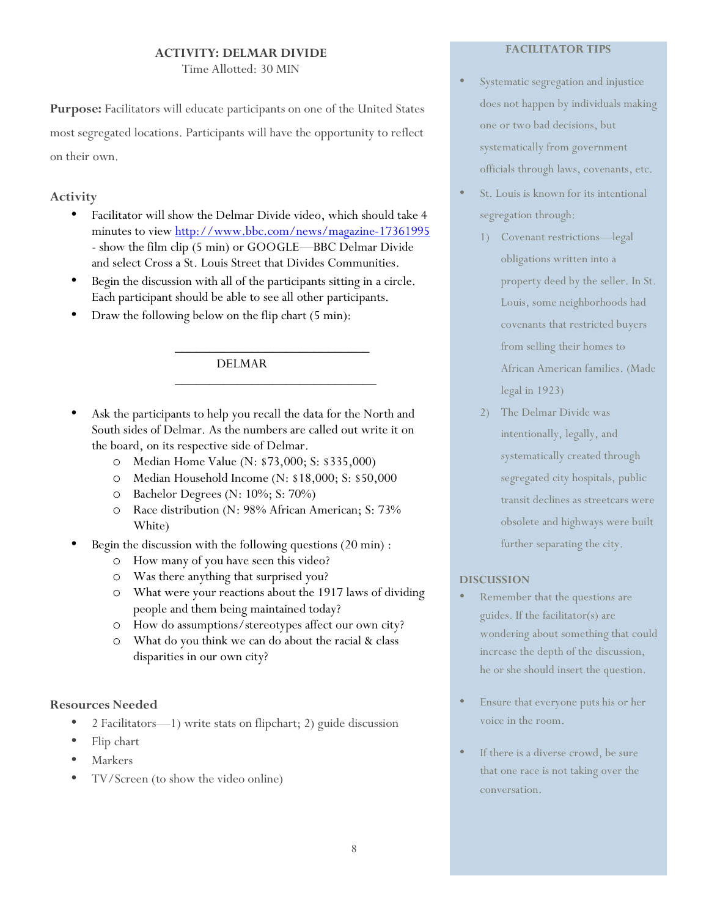## ACTIVITY: DELMAR DIVIDE

Time Allotted: 30 MIN

**Purpose:** Facilitators will educate participants on one of the United States most segregated locations. Participants will have the opportunity to reflect on their own.

### Activity

- Facilitator will show the Delmar Divide video, which should take 4 minutes to view http://www.bbc.com/news/magazine-17361995 - show the film clip (5 min) or GOOGLE—BBC Delmar Divide and select Cross a St. Louis Street that Divides Communities.
- Begin the discussion with all of the participants sitting in a circle. Each participant should be able to see all other participants.
- Draw the following below on the flip chart (5 min):

```
______________________________
            DELMAR
______________________________
```

- Ask the participants to help you recall the data for the North and South sides of Delmar. As the numbers are called out write it on the board, on its respective side of Delmar.
  - Median Home Value (N: $73,000; S: $335,000)
  - Median Household Income (N: $18,000; S: $50,000
  - Bachelor Degrees (N: 10%; S: 70%)
  - Race distribution (N: 98% African American; S: 73% White)
- Begin the discussion with the following questions (20 min) :
  - How many of you have seen this video?
  - Was there anything that surprised you?
  - What were your reactions about the 1917 laws of dividing people and them being maintained today?
  - How do assumptions/stereotypes affect our own city?
  - What do you think we can do about the racial & class disparities in our own city?

### Resources Needed

- 2 Facilitators—1) write stats on flipchart; 2) guide discussion
- Flip chart
- Markers
- TV/Screen (to show the video online)

### FACILITATOR TIPS

- Systematic segregation and injustice does not happen by individuals making one or two bad decisions, but systematically from government officials through laws, covenants, etc.
- St. Louis is known for its intentional segregation through:
  1) Covenant restrictions—legal obligations written into a property deed by the seller. In St. Louis, some neighborhoods had covenants that restricted buyers from selling their homes to African American families. (Made legal in 1923)
  2) The Delmar Divide was intentionally, legally, and systematically created through segregated city hospitals, public transit declines as streetcars were obsolete and highways were built further separating the city.

### DISCUSSION

- Remember that the questions are guides. If the facilitator(s) are wondering about something that could increase the depth of the discussion, he or she should insert the question.
- Ensure that everyone puts his or her voice in the room.
- If there is a diverse crowd, be sure that one race is not taking over the conversation.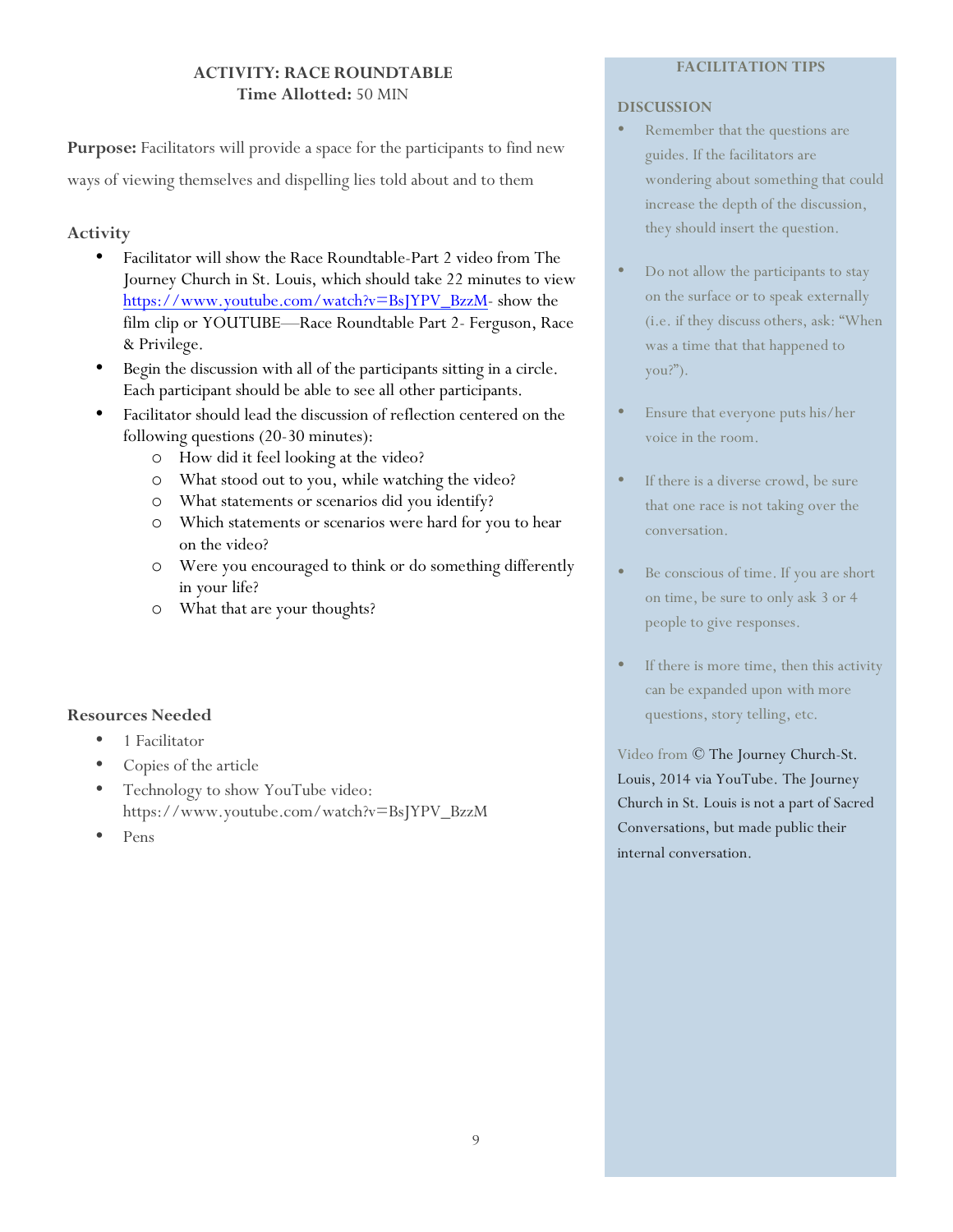**ACTIVITY: RACE ROUNDTABLE**
**Time Allotted:** 50 MIN

**Purpose:** Facilitators will provide a space for the participants to find new ways of viewing themselves and dispelling lies told about and to them

### Activity

- Facilitator will show the Race Roundtable-Part 2 video from The Journey Church in St. Louis, which should take 22 minutes to view https://www.youtube.com/watch?v=BsJYPV_BzzM- show the film clip or YOUTUBE—Race Roundtable Part 2- Ferguson, Race & Privilege.
- Begin the discussion with all of the participants sitting in a circle. Each participant should be able to see all other participants.
- Facilitator should lead the discussion of reflection centered on the following questions (20-30 minutes):
  - How did it feel looking at the video?
  - What stood out to you, while watching the video?
  - What statements or scenarios did you identify?
  - Which statements or scenarios were hard for you to hear on the video?
  - Were you encouraged to think or do something differently in your life?
  - What that are your thoughts?

### Resources Needed

- 1 Facilitator
- Copies of the article
- Technology to show YouTube video: https://www.youtube.com/watch?v=BsJYPV_BzzM
- Pens

**FACILITATION TIPS**

**DISCUSSION**

- Remember that the questions are guides. If the facilitators are wondering about something that could increase the depth of the discussion, they should insert the question.
- Do not allow the participants to stay on the surface or to speak externally (i.e. if they discuss others, ask: "When was a time that that happened to you?").
- Ensure that everyone puts his/her voice in the room.
- If there is a diverse crowd, be sure that one race is not taking over the conversation.
- Be conscious of time. If you are short on time, be sure to only ask 3 or 4 people to give responses.
- If there is more time, then this activity can be expanded upon with more questions, story telling, etc.

Video from © The Journey Church-St. Louis, 2014 via YouTube. The Journey Church in St. Louis is not a part of Sacred Conversations, but made public their internal conversation.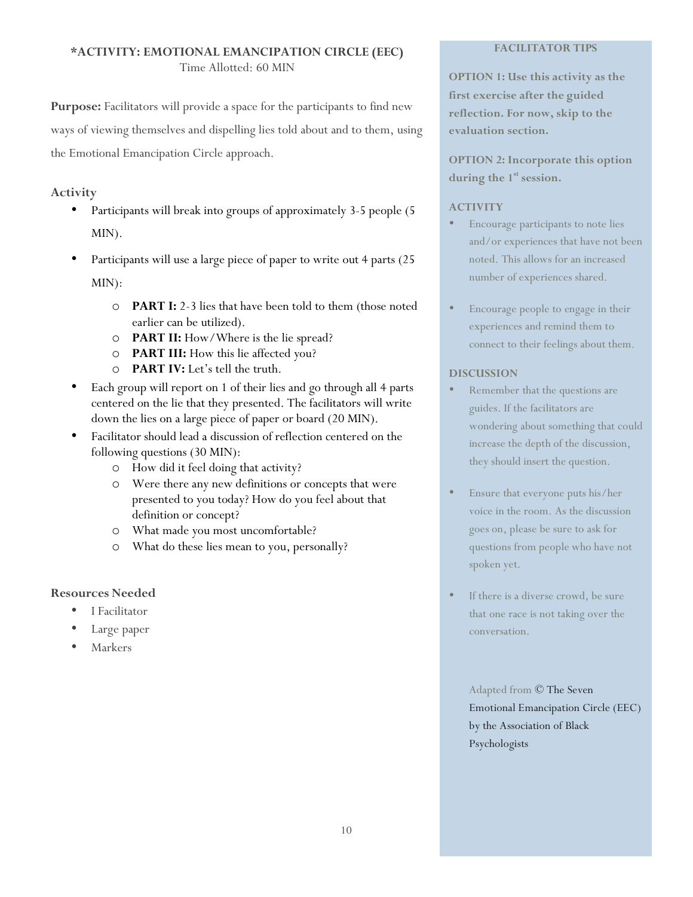## *ACTIVITY: EMOTIONAL EMANCIPATION CIRCLE (EEC)

Time Allotted: 60 MIN

**Purpose:** Facilitators will provide a space for the participants to find new ways of viewing themselves and dispelling lies told about and to them, using the Emotional Emancipation Circle approach.

### Activity

- Participants will break into groups of approximately 3-5 people (5 MIN).
- Participants will use a large piece of paper to write out 4 parts (25 MIN):
  - **PART I:** 2-3 lies that have been told to them (those noted earlier can be utilized).
  - **PART II:** How/Where is the lie spread?
  - **PART III:** How this lie affected you?
  - **PART IV:** Let's tell the truth.
- Each group will report on 1 of their lies and go through all 4 parts centered on the lie that they presented. The facilitators will write down the lies on a large piece of paper or board (20 MIN).
- Facilitator should lead a discussion of reflection centered on the following questions (30 MIN):
  - How did it feel doing that activity?
  - Were there any new definitions or concepts that were presented to you today? How do you feel about that definition or concept?
  - What made you most uncomfortable?
  - What do these lies mean to you, personally?

### Resources Needed

- I Facilitator
- Large paper
- Markers

### FACILITATOR TIPS

**OPTION 1: Use this activity as the first exercise after the guided reflection. For now, skip to the evaluation section.**

**OPTION 2: Incorporate this option during the 1st session.**

#### ACTIVITY

- Encourage participants to note lies and/or experiences that have not been noted. This allows for an increased number of experiences shared.
- Encourage people to engage in their experiences and remind them to connect to their feelings about them.

#### DISCUSSION

- Remember that the questions are guides. If the facilitators are wondering about something that could increase the depth of the discussion, they should insert the question.
- Ensure that everyone puts his/her voice in the room. As the discussion goes on, please be sure to ask for questions from people who have not spoken yet.
- If there is a diverse crowd, be sure that one race is not taking over the conversation.

Adapted from © The Seven Emotional Emancipation Circle (EEC) by the Association of Black Psychologists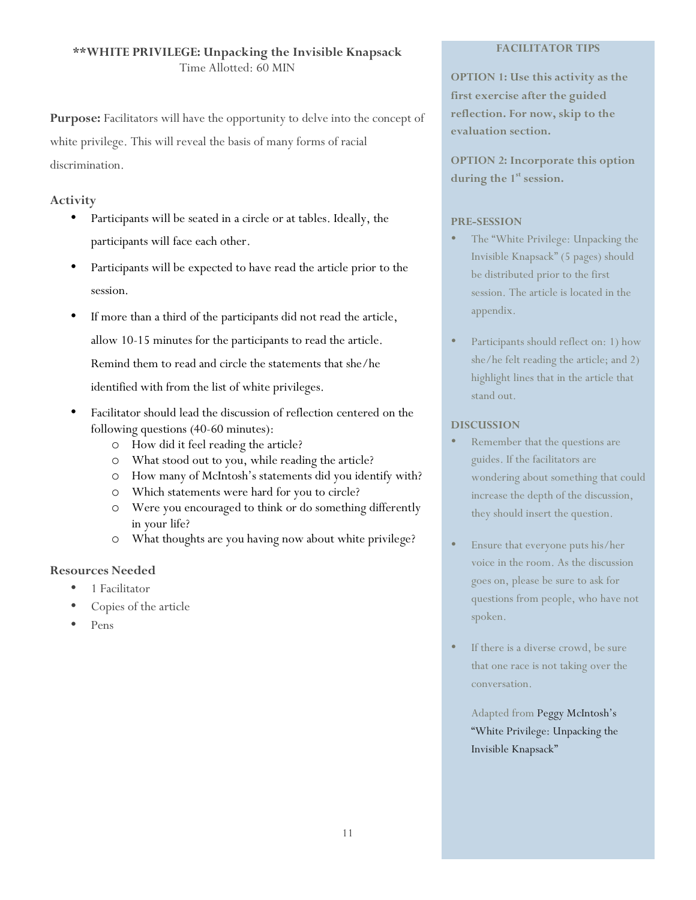## **WHITE PRIVILEGE: Unpacking the Invisible Knapsack

Time Allotted: 60 MIN

**Purpose:** Facilitators will have the opportunity to delve into the concept of white privilege. This will reveal the basis of many forms of racial discrimination.

### Activity

- Participants will be seated in a circle or at tables. Ideally, the participants will face each other.
- Participants will be expected to have read the article prior to the session.
- If more than a third of the participants did not read the article, allow 10-15 minutes for the participants to read the article. Remind them to read and circle the statements that she/he identified with from the list of white privileges.
- Facilitator should lead the discussion of reflection centered on the following questions (40-60 minutes):
    - How did it feel reading the article?
    - What stood out to you, while reading the article?
    - How many of McIntosh's statements did you identify with?
    - Which statements were hard for you to circle?
    - Were you encouraged to think or do something differently in your life?
    - What thoughts are you having now about white privilege?

### Resources Needed

- 1 Facilitator
- Copies of the article
- Pens

### FACILITATOR TIPS

**OPTION 1: Use this activity as the first exercise after the guided reflection. For now, skip to the evaluation section.**

**OPTION 2: Incorporate this option during the 1st session.**

#### PRE-SESSION

- The "White Privilege: Unpacking the Invisible Knapsack" (5 pages) should be distributed prior to the first session. The article is located in the appendix.
- Participants should reflect on: 1) how she/he felt reading the article; and 2) highlight lines that in the article that stand out.

#### DISCUSSION

- Remember that the questions are guides. If the facilitators are wondering about something that could increase the depth of the discussion, they should insert the question.
- Ensure that everyone puts his/her voice in the room. As the discussion goes on, please be sure to ask for questions from people, who have not spoken.
- If there is a diverse crowd, be sure that one race is not taking over the conversation.

Adapted from Peggy McIntosh's "White Privilege: Unpacking the Invisible Knapsack"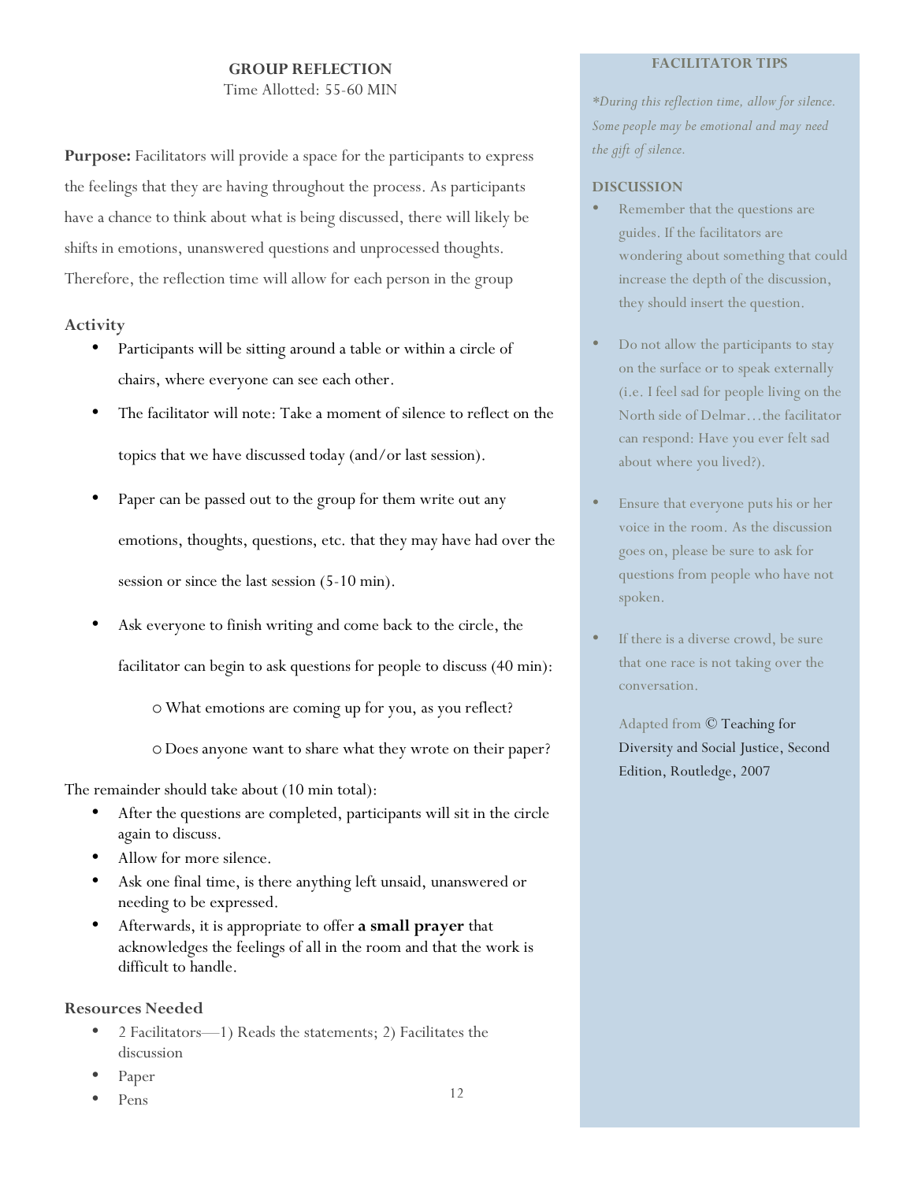## GROUP REFLECTION

Time Allotted: 55-60 MIN

**Purpose:** Facilitators will provide a space for the participants to express the feelings that they are having throughout the process. As participants have a chance to think about what is being discussed, there will likely be shifts in emotions, unanswered questions and unprocessed thoughts. Therefore, the reflection time will allow for each person in the group

### Activity

- Participants will be sitting around a table or within a circle of chairs, where everyone can see each other.
- The facilitator will note: Take a moment of silence to reflect on the topics that we have discussed today (and/or last session).
- Paper can be passed out to the group for them write out any emotions, thoughts, questions, etc. that they may have had over the session or since the last session (5-10 min).
- Ask everyone to finish writing and come back to the circle, the facilitator can begin to ask questions for people to discuss (40 min):
  - What emotions are coming up for you, as you reflect?
  - Does anyone want to share what they wrote on their paper?

The remainder should take about (10 min total):

- After the questions are completed, participants will sit in the circle again to discuss.
- Allow for more silence.
- Ask one final time, is there anything left unsaid, unanswered or needing to be expressed.
- Afterwards, it is appropriate to offer **a small prayer** that acknowledges the feelings of all in the room and that the work is difficult to handle.

### Resources Needed

- 2 Facilitators—1) Reads the statements; 2) Facilitates the discussion
- Paper
- Pens

### FACILITATOR TIPS

*\*During this reflection time, allow for silence. Some people may be emotional and may need the gift of silence.*

**DISCUSSION**

- Remember that the questions are guides. If the facilitators are wondering about something that could increase the depth of the discussion, they should insert the question.
- Do not allow the participants to stay on the surface or to speak externally (i.e. I feel sad for people living on the North side of Delmar…the facilitator can respond: Have you ever felt sad about where you lived?).
- Ensure that everyone puts his or her voice in the room. As the discussion goes on, please be sure to ask for questions from people who have not spoken.
- If there is a diverse crowd, be sure that one race is not taking over the conversation.

Adapted from © Teaching for Diversity and Social Justice, Second Edition, Routledge, 2007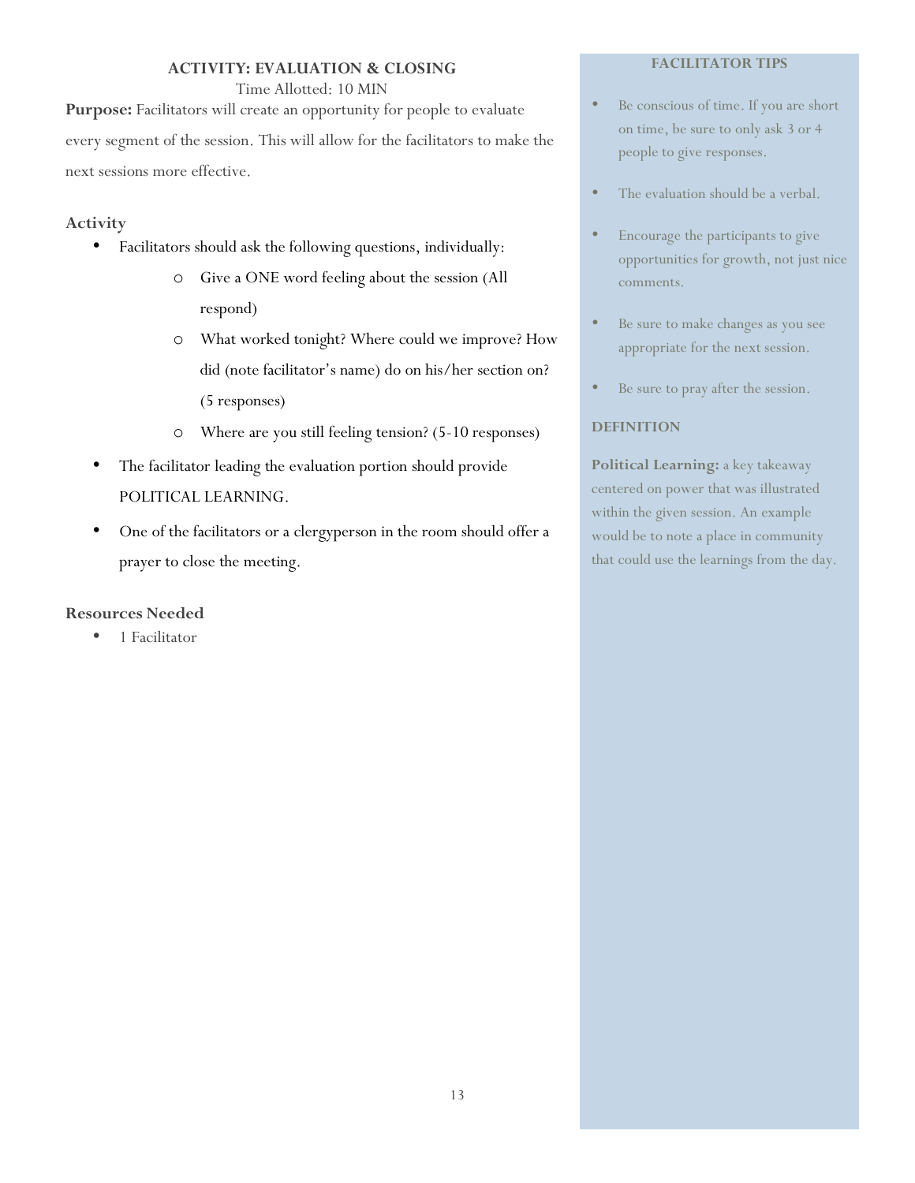## ACTIVITY: EVALUATION & CLOSING

Time Allotted: 10 MIN

**Purpose:** Facilitators will create an opportunity for people to evaluate every segment of the session. This will allow for the facilitators to make the next sessions more effective.

### Activity

- Facilitators should ask the following questions, individually:
  - Give a ONE word feeling about the session (All respond)
  - What worked tonight? Where could we improve? How did (note facilitator's name) do on his/her section on? (5 responses)
  - Where are you still feeling tension? (5-10 responses)
- The facilitator leading the evaluation portion should provide POLITICAL LEARNING.
- One of the facilitators or a clergyperson in the room should offer a prayer to close the meeting.

### Resources Needed

- 1 Facilitator

### FACILITATOR TIPS

- Be conscious of time. If you are short on time, be sure to only ask 3 or 4 people to give responses.
- The evaluation should be a verbal.
- Encourage the participants to give opportunities for growth, not just nice comments.
- Be sure to make changes as you see appropriate for the next session.
- Be sure to pray after the session.

### DEFINITION

**Political Learning:** a key takeaway centered on power that was illustrated within the given session. An example would be to note a place in community that could use the learnings from the day.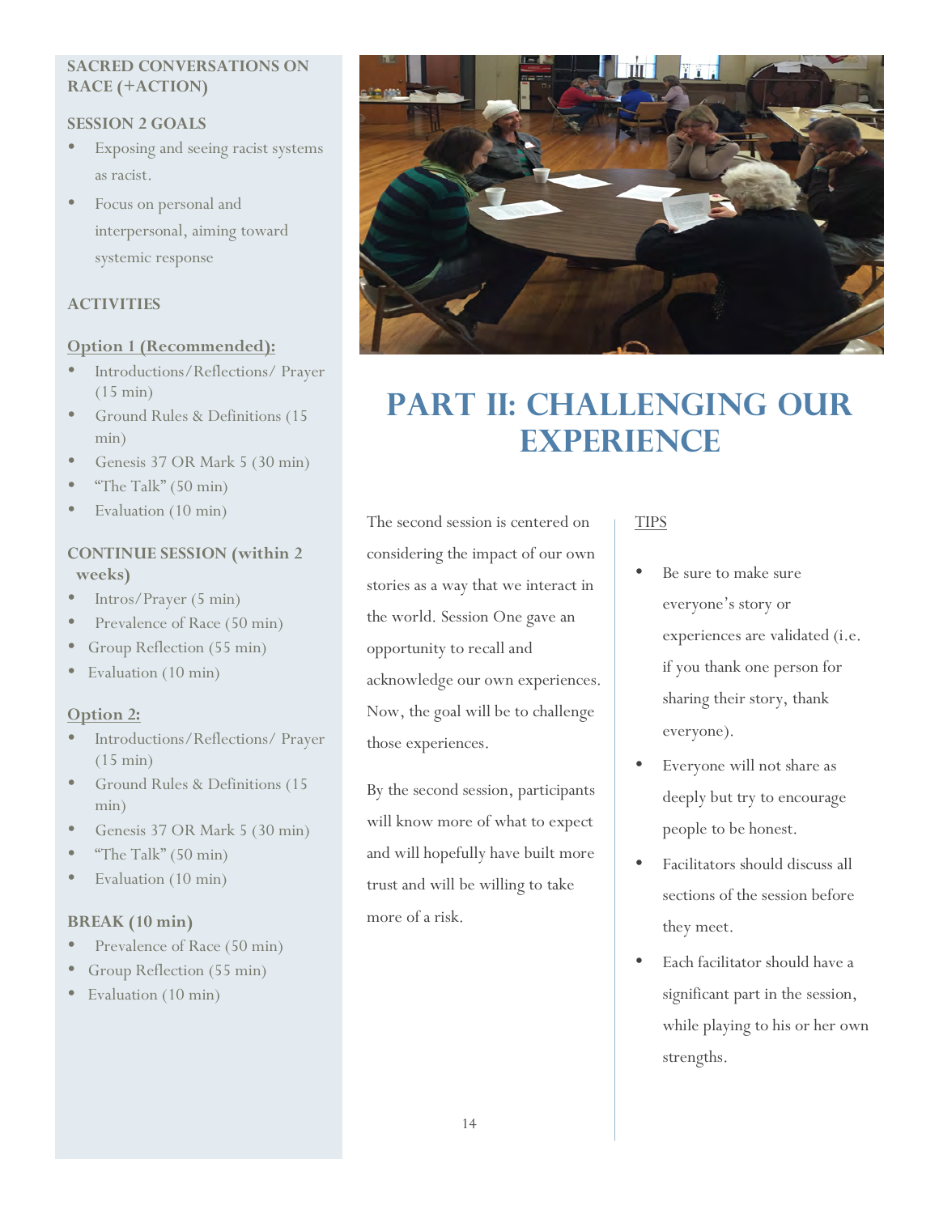## SACRED CONVERSATIONS ON RACE (+ACTION)

### SESSION 2 GOALS

- Exposing and seeing racist systems as racist.
- Focus on personal and interpersonal, aiming toward systemic response

### ACTIVITIES

**Option 1 (Recommended):**

- Introductions/Reflections/ Prayer (15 min)
- Ground Rules & Definitions (15 min)
- Genesis 37 OR Mark 5 (30 min)
- "The Talk" (50 min)
- Evaluation (10 min)

**CONTINUE SESSION (within 2 weeks)**

- Intros/Prayer (5 min)
- Prevalence of Race (50 min)
- Group Reflection (55 min)
- Evaluation (10 min)

**Option 2:**

- Introductions/Reflections/ Prayer (15 min)
- Ground Rules & Definitions (15 min)
- Genesis 37 OR Mark 5 (30 min)
- "The Talk" (50 min)
- Evaluation (10 min)

**BREAK (10 min)**

- Prevalence of Race (50 min)
- Group Reflection (55 min)
- Evaluation (10 min)

# PART II: CHALLENGING OUR EXPERIENCE

The second session is centered on considering the impact of our own stories as a way that we interact in the world. Session One gave an opportunity to recall and acknowledge our own experiences. Now, the goal will be to challenge those experiences.

By the second session, participants will know more of what to expect and will hopefully have built more trust and will be willing to take more of a risk.

TIPS

- Be sure to make sure everyone's story or experiences are validated (i.e. if you thank one person for sharing their story, thank everyone).
- Everyone will not share as deeply but try to encourage people to be honest.
- Facilitators should discuss all sections of the session before they meet.
- Each facilitator should have a significant part in the session, while playing to his or her own strengths.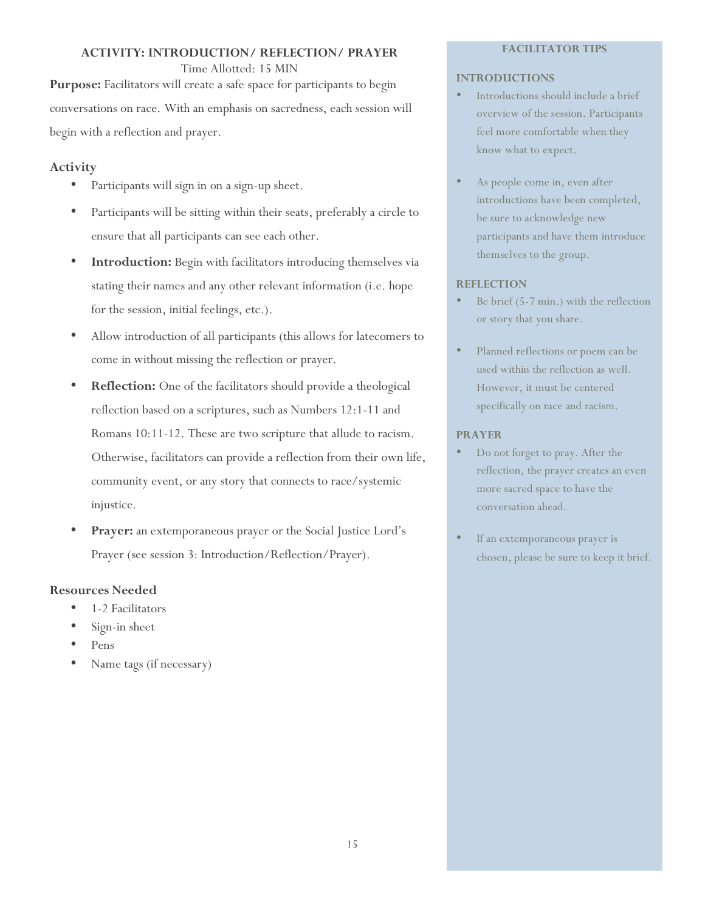### ACTIVITY: INTRODUCTION/ REFLECTION/ PRAYER

Time Allotted: 15 MIN

**Purpose:** Facilitators will create a safe space for participants to begin conversations on race. With an emphasis on sacredness, each session will begin with a reflection and prayer.

#### Activity

- Participants will sign in on a sign-up sheet.
- Participants will be sitting within their seats, preferably a circle to ensure that all participants can see each other.
- **Introduction:** Begin with facilitators introducing themselves via stating their names and any other relevant information (i.e. hope for the session, initial feelings, etc.).
- Allow introduction of all participants (this allows for latecomers to come in without missing the reflection or prayer.
- **Reflection:** One of the facilitators should provide a theological reflection based on a scriptures, such as Numbers 12:1-11 and Romans 10:11-12. These are two scripture that allude to racism. Otherwise, facilitators can provide a reflection from their own life, community event, or any story that connects to race/systemic injustice.
- **Prayer:** an extemporaneous prayer or the Social Justice Lord's Prayer (see session 3: Introduction/Reflection/Prayer).

#### Resources Needed

- 1-2 Facilitators
- Sign-in sheet
- Pens
- Name tags (if necessary)

### FACILITATOR TIPS

#### INTRODUCTIONS

- Introductions should include a brief overview of the session. Participants feel more comfortable when they know what to expect.
- As people come in, even after introductions have been completed, be sure to acknowledge new participants and have them introduce themselves to the group.

#### REFLECTION

- Be brief (5-7 min.) with the reflection or story that you share.
- Planned reflections or poem can be used within the reflection as well. However, it must be centered specifically on race and racism.

#### PRAYER

- Do not forget to pray. After the reflection, the prayer creates an even more sacred space to have the conversation ahead.
- If an extemporaneous prayer is chosen, please be sure to keep it brief.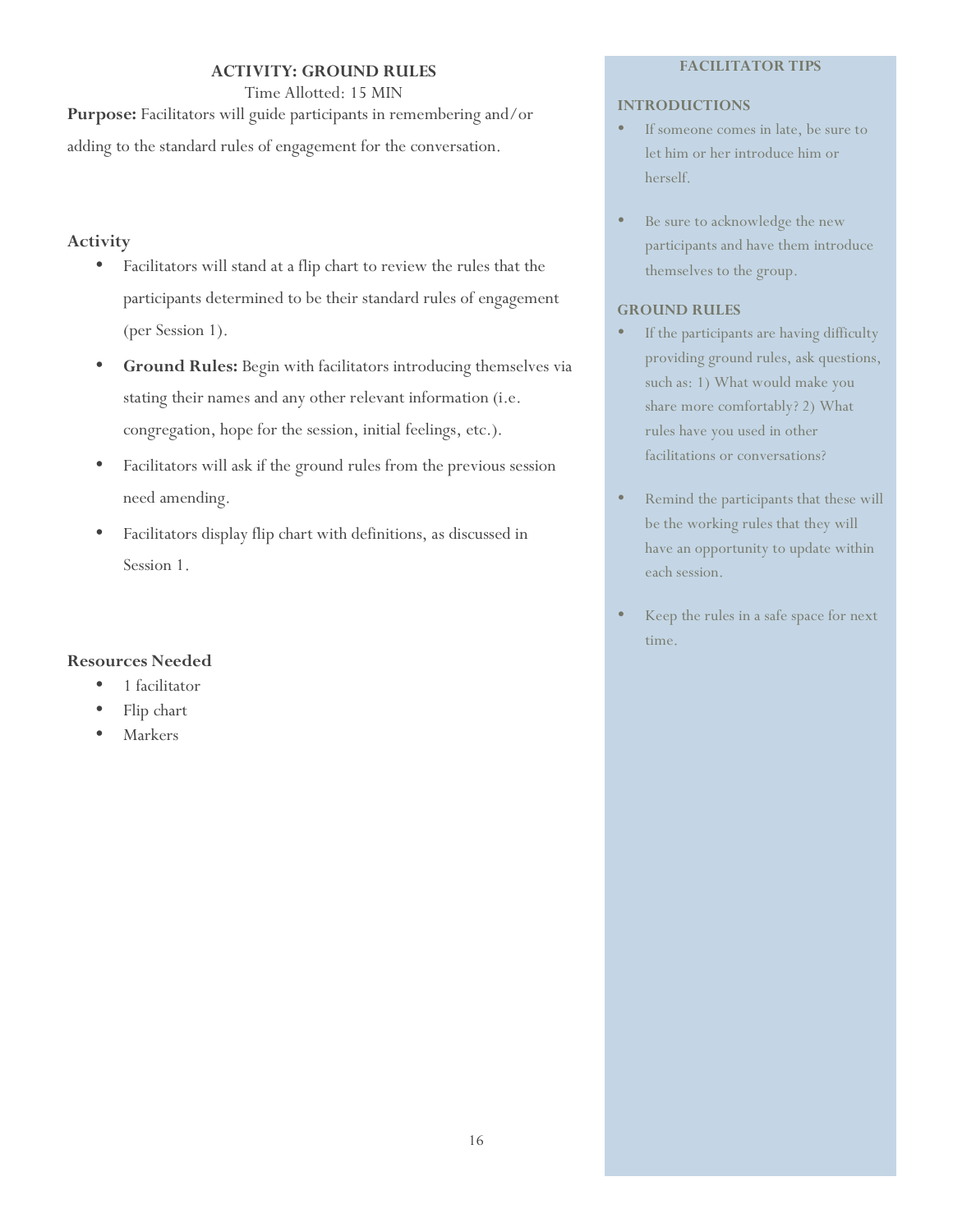## ACTIVITY: GROUND RULES

Time Allotted: 15 MIN

**Purpose:** Facilitators will guide participants in remembering and/or adding to the standard rules of engagement for the conversation.

### Activity

- Facilitators will stand at a flip chart to review the rules that the participants determined to be their standard rules of engagement (per Session 1).
- **Ground Rules:** Begin with facilitators introducing themselves via stating their names and any other relevant information (i.e. congregation, hope for the session, initial feelings, etc.).
- Facilitators will ask if the ground rules from the previous session need amending.
- Facilitators display flip chart with definitions, as discussed in Session 1.

### Resources Needed

- 1 facilitator
- Flip chart
- Markers

### FACILITATOR TIPS

**INTRODUCTIONS**

- If someone comes in late, be sure to let him or her introduce him or herself.
- Be sure to acknowledge the new participants and have them introduce themselves to the group.

**GROUND RULES**

- If the participants are having difficulty providing ground rules, ask questions, such as: 1) What would make you share more comfortably? 2) What rules have you used in other facilitations or conversations?
- Remind the participants that these will be the working rules that they will have an opportunity to update within each session.
- Keep the rules in a safe space for next time.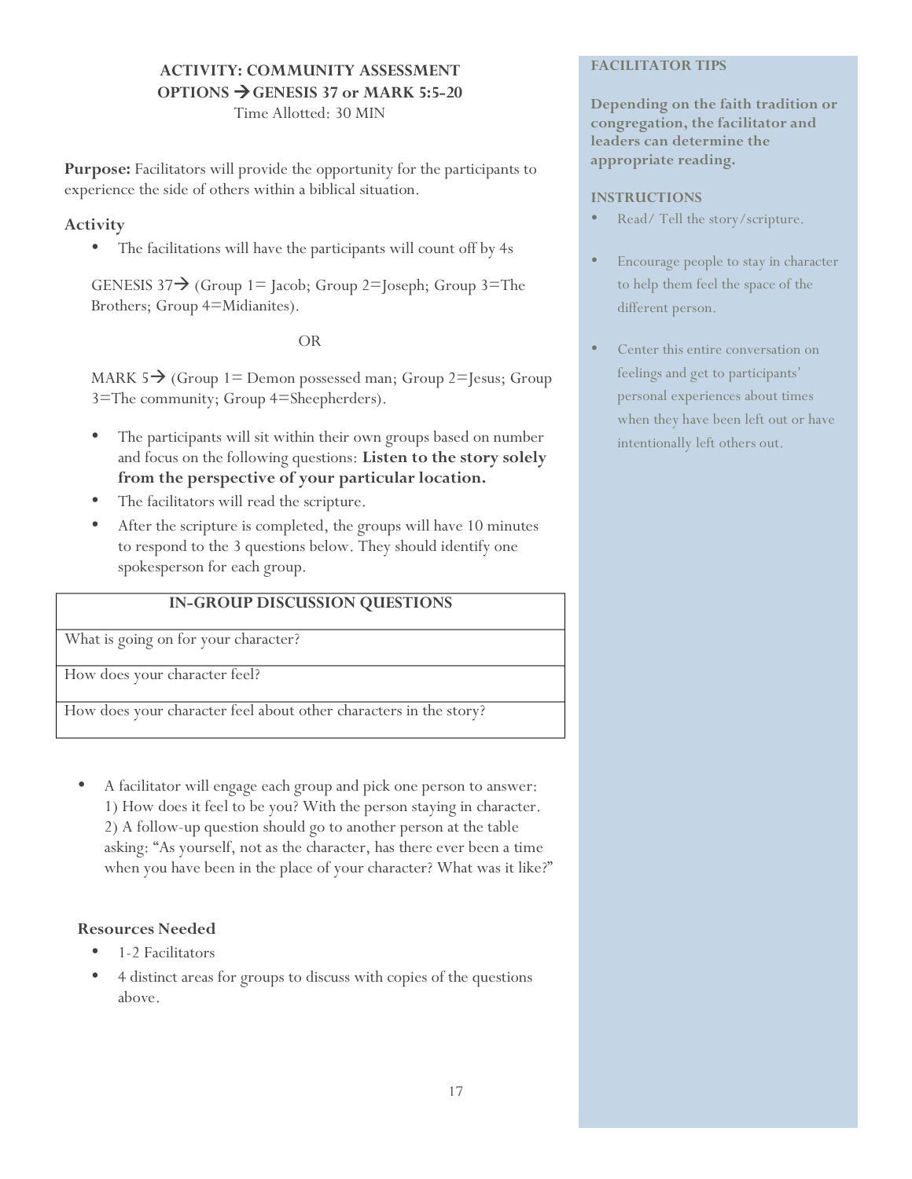## ACTIVITY: COMMUNITY ASSESSMENT
## OPTIONS → GENESIS 37 or MARK 5:5-20

Time Allotted: 30 MIN

**Purpose:** Facilitators will provide the opportunity for the participants to experience the side of others within a biblical situation.

### Activity

- The facilitations will have the participants will count off by 4s

GENESIS 37→ (Group 1= Jacob; Group 2=Joseph; Group 3=The Brothers; Group 4=Midianites).

OR

MARK 5→ (Group 1= Demon possessed man; Group 2=Jesus; Group 3=The community; Group 4=Sheepherders).

- The participants will sit within their own groups based on number and focus on the following questions: **Listen to the story solely from the perspective of your particular location.**
- The facilitators will read the scripture.
- After the scripture is completed, the groups will have 10 minutes to respond to the 3 questions below. They should identify one spokesperson for each group.

| IN-GROUP DISCUSSION QUESTIONS |
| --- |
| What is going on for your character? |
| How does your character feel? |
| How does your character feel about other characters in the story? |

- A facilitator will engage each group and pick one person to answer: 1) How does it feel to be you? With the person staying in character. 2) A follow-up question should go to another person at the table asking: "As yourself, not as the character, has there ever been a time when you have been in the place of your character? What was it like?"

### Resources Needed

- 1-2 Facilitators
- 4 distinct areas for groups to discuss with copies of the questions above.

### FACILITATOR TIPS

**Depending on the faith tradition or congregation, the facilitator and leaders can determine the appropriate reading.**

### INSTRUCTIONS

- Read/ Tell the story/scripture.
- Encourage people to stay in character to help them feel the space of the different person.
- Center this entire conversation on feelings and get to participants' personal experiences about times when they have been left out or have intentionally left others out.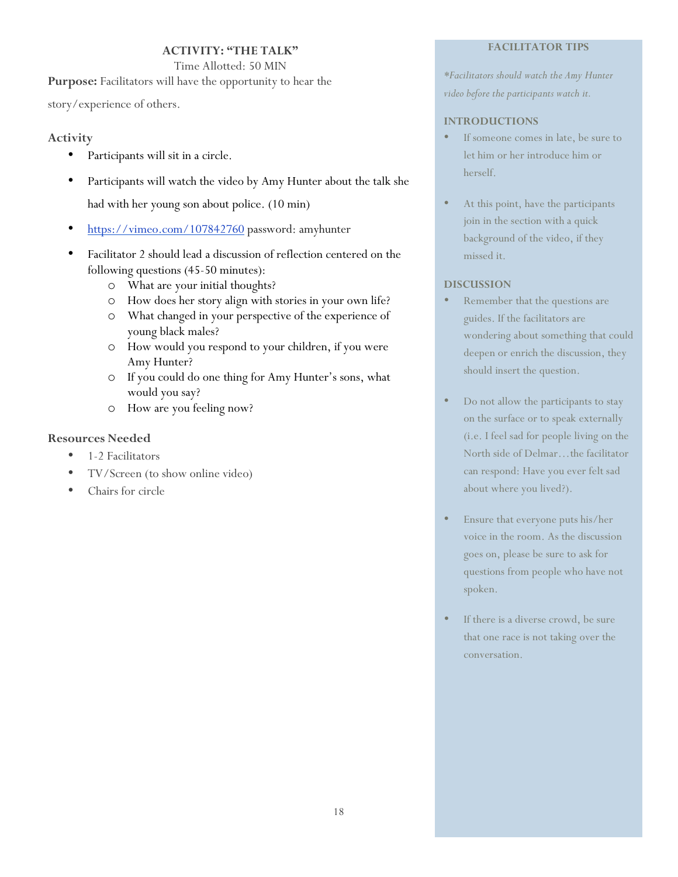## ACTIVITY: "THE TALK"

Time Allotted: 50 MIN

**Purpose:** Facilitators will have the opportunity to hear the story/experience of others.

### Activity

- Participants will sit in a circle.
- Participants will watch the video by Amy Hunter about the talk she had with her young son about police. (10 min)
- https://vimeo.com/107842760 password: amyhunter
- Facilitator 2 should lead a discussion of reflection centered on the following questions (45-50 minutes):
  - What are your initial thoughts?
  - How does her story align with stories in your own life?
  - What changed in your perspective of the experience of young black males?
  - How would you respond to your children, if you were Amy Hunter?
  - If you could do one thing for Amy Hunter's sons, what would you say?
  - How are you feeling now?

### Resources Needed

- 1-2 Facilitators
- TV/Screen (to show online video)
- Chairs for circle

### FACILITATOR TIPS

*\*Facilitators should watch the Amy Hunter video before the participants watch it.*

#### INTRODUCTIONS

- If someone comes in late, be sure to let him or her introduce him or herself.
- At this point, have the participants join in the section with a quick background of the video, if they missed it.

#### DISCUSSION

- Remember that the questions are guides. If the facilitators are wondering about something that could deepen or enrich the discussion, they should insert the question.
- Do not allow the participants to stay on the surface or to speak externally (i.e. I feel sad for people living on the North side of Delmar…the facilitator can respond: Have you ever felt sad about where you lived?).
- Ensure that everyone puts his/her voice in the room. As the discussion goes on, please be sure to ask for questions from people who have not spoken.
- If there is a diverse crowd, be sure that one race is not taking over the conversation.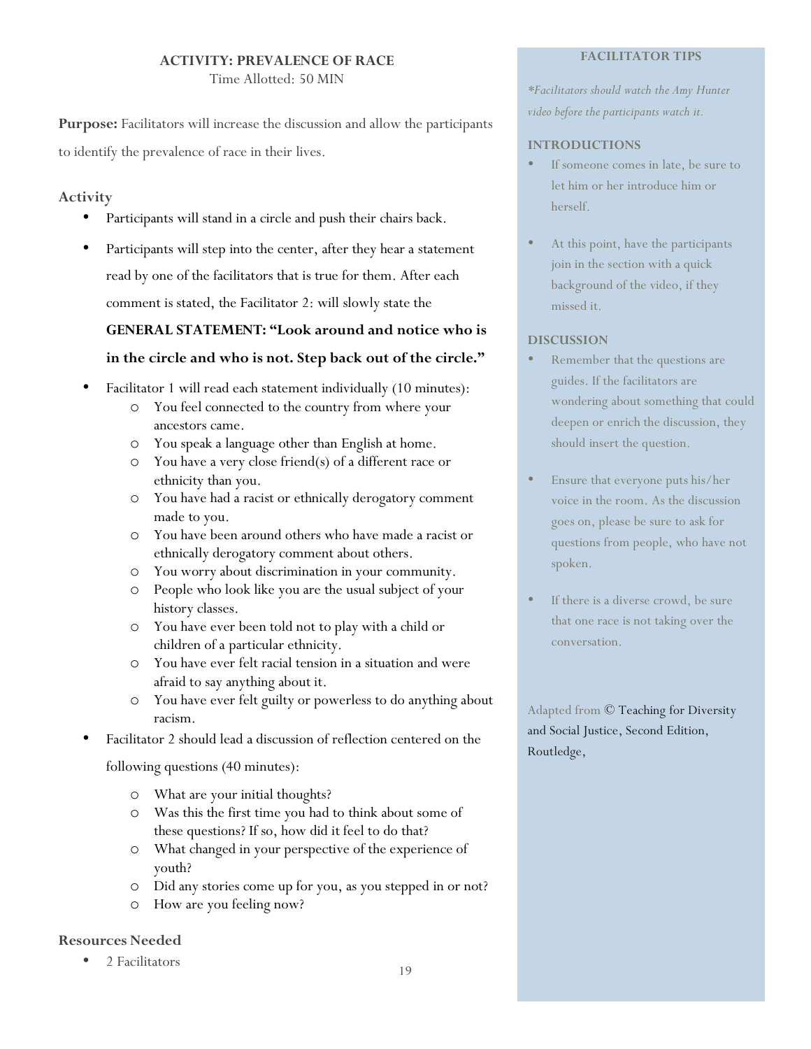## ACTIVITY: PREVALENCE OF RACE

Time Allotted: 50 MIN

**Purpose:** Facilitators will increase the discussion and allow the participants to identify the prevalence of race in their lives.

### Activity

- Participants will stand in a circle and push their chairs back.
- Participants will step into the center, after they hear a statement read by one of the facilitators that is true for them. After each comment is stated, the Facilitator 2: will slowly state the **GENERAL STATEMENT: "Look around and notice who is in the circle and who is not. Step back out of the circle."**
- Facilitator 1 will read each statement individually (10 minutes):
  - You feel connected to the country from where your ancestors came.
  - You speak a language other than English at home.
  - You have a very close friend(s) of a different race or ethnicity than you.
  - You have had a racist or ethnically derogatory comment made to you.
  - You have been around others who have made a racist or ethnically derogatory comment about others.
  - You worry about discrimination in your community.
  - People who look like you are the usual subject of your history classes.
  - You have ever been told not to play with a child or children of a particular ethnicity.
  - You have ever felt racial tension in a situation and were afraid to say anything about it.
  - You have ever felt guilty or powerless to do anything about racism.
- Facilitator 2 should lead a discussion of reflection centered on the following questions (40 minutes):
  - What are your initial thoughts?
  - Was this the first time you had to think about some of these questions? If so, how did it feel to do that?
  - What changed in your perspective of the experience of youth?
  - Did any stories come up for you, as you stepped in or not?
  - How are you feeling now?

### Resources Needed

- 2 Facilitators

### FACILITATOR TIPS

*\*Facilitators should watch the Amy Hunter video before the participants watch it.*

**INTRODUCTIONS**

- If someone comes in late, be sure to let him or her introduce him or herself.
- At this point, have the participants join in the section with a quick background of the video, if they missed it.

**DISCUSSION**

- Remember that the questions are guides. If the facilitators are wondering about something that could deepen or enrich the discussion, they should insert the question.
- Ensure that everyone puts his/her voice in the room. As the discussion goes on, please be sure to ask for questions from people, who have not spoken.
- If there is a diverse crowd, be sure that one race is not taking over the conversation.

Adapted from © Teaching for Diversity and Social Justice, Second Edition, Routledge,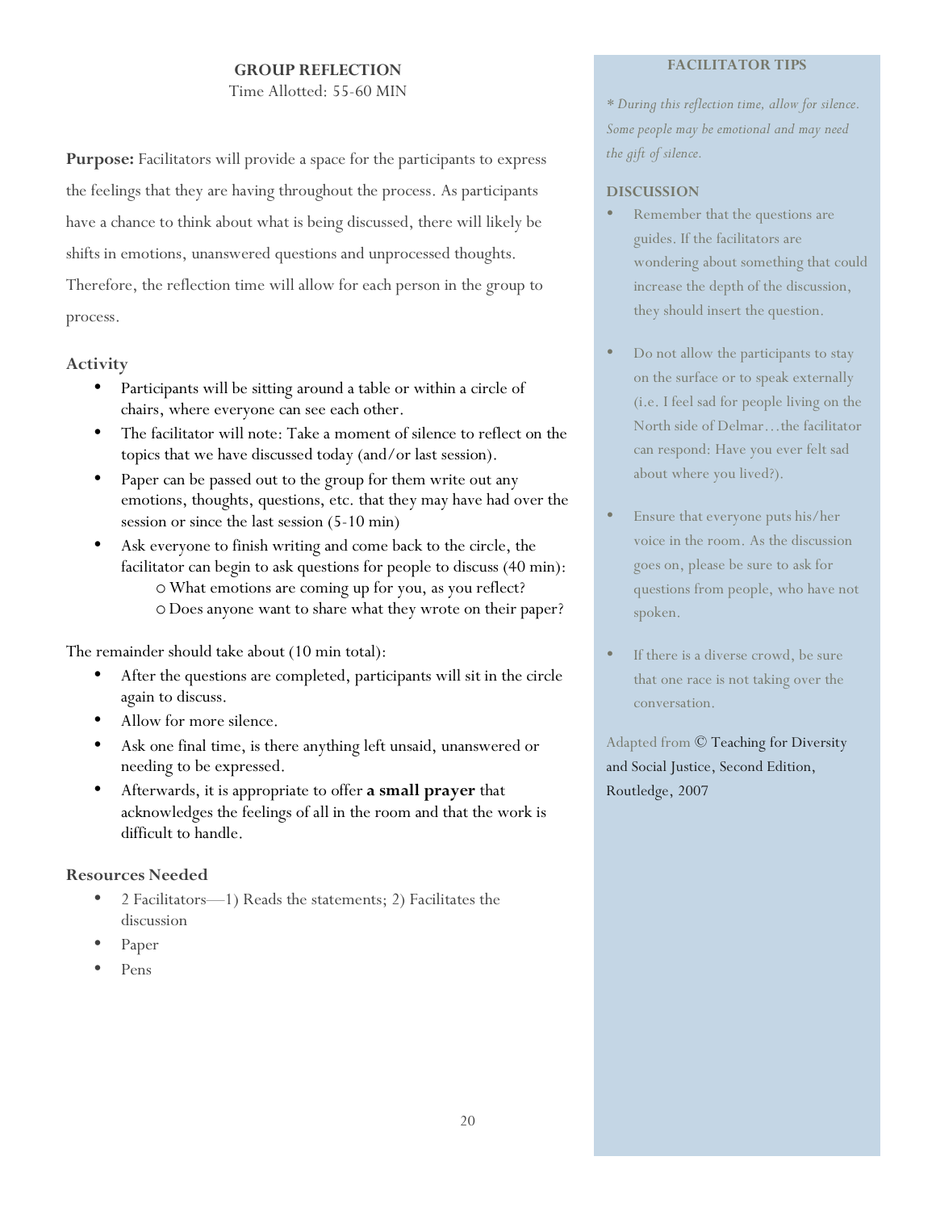## GROUP REFLECTION

Time Allotted: 55-60 MIN

**Purpose:** Facilitators will provide a space for the participants to express the feelings that they are having throughout the process. As participants have a chance to think about what is being discussed, there will likely be shifts in emotions, unanswered questions and unprocessed thoughts. Therefore, the reflection time will allow for each person in the group to process.

### Activity

- Participants will be sitting around a table or within a circle of chairs, where everyone can see each other.
- The facilitator will note: Take a moment of silence to reflect on the topics that we have discussed today (and/or last session).
- Paper can be passed out to the group for them write out any emotions, thoughts, questions, etc. that they may have had over the session or since the last session (5-10 min)
- Ask everyone to finish writing and come back to the circle, the facilitator can begin to ask questions for people to discuss (40 min):
  - What emotions are coming up for you, as you reflect?
  - Does anyone want to share what they wrote on their paper?

The remainder should take about (10 min total):

- After the questions are completed, participants will sit in the circle again to discuss.
- Allow for more silence.
- Ask one final time, is there anything left unsaid, unanswered or needing to be expressed.
- Afterwards, it is appropriate to offer **a small prayer** that acknowledges the feelings of all in the room and that the work is difficult to handle.

### Resources Needed

- 2 Facilitators—1) Reads the statements; 2) Facilitates the discussion
- Paper
- Pens

### FACILITATOR TIPS

*\* During this reflection time, allow for silence. Some people may be emotional and may need the gift of silence.*

#### DISCUSSION

- Remember that the questions are guides. If the facilitators are wondering about something that could increase the depth of the discussion, they should insert the question.
- Do not allow the participants to stay on the surface or to speak externally (i.e. I feel sad for people living on the North side of Delmar…the facilitator can respond: Have you ever felt sad about where you lived?).
- Ensure that everyone puts his/her voice in the room. As the discussion goes on, please be sure to ask for questions from people, who have not spoken.
- If there is a diverse crowd, be sure that one race is not taking over the conversation.

Adapted from © Teaching for Diversity and Social Justice, Second Edition, Routledge, 2007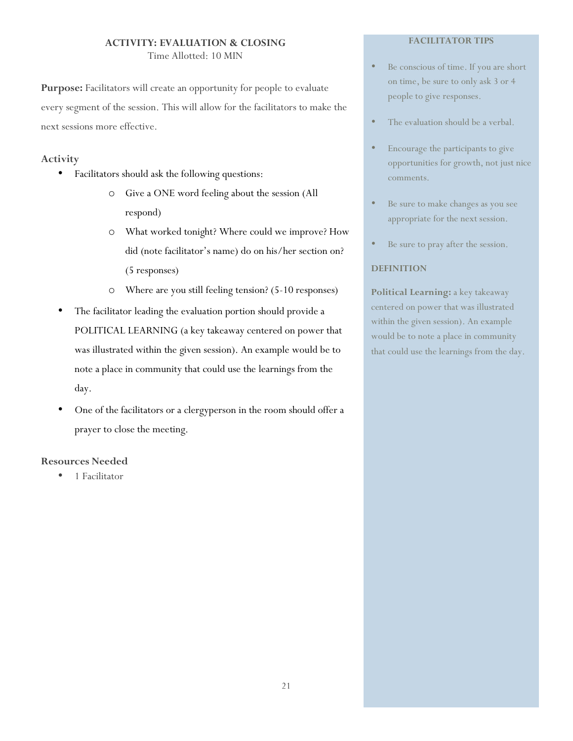## ACTIVITY: EVALUATION & CLOSING

Time Allotted: 10 MIN

**Purpose:** Facilitators will create an opportunity for people to evaluate every segment of the session. This will allow for the facilitators to make the next sessions more effective.

### Activity

- Facilitators should ask the following questions:
  - Give a ONE word feeling about the session (All respond)
  - What worked tonight? Where could we improve? How did (note facilitator's name) do on his/her section on? (5 responses)
  - Where are you still feeling tension? (5-10 responses)
- The facilitator leading the evaluation portion should provide a POLITICAL LEARNING (a key takeaway centered on power that was illustrated within the given session). An example would be to note a place in community that could use the learnings from the day.
- One of the facilitators or a clergyperson in the room should offer a prayer to close the meeting.

### Resources Needed

- 1 Facilitator

### FACILITATOR TIPS

- Be conscious of time. If you are short on time, be sure to only ask 3 or 4 people to give responses.
- The evaluation should be a verbal.
- Encourage the participants to give opportunities for growth, not just nice comments.
- Be sure to make changes as you see appropriate for the next session.
- Be sure to pray after the session.

### DEFINITION

**Political Learning:** a key takeaway centered on power that was illustrated within the given session). An example would be to note a place in community that could use the learnings from the day.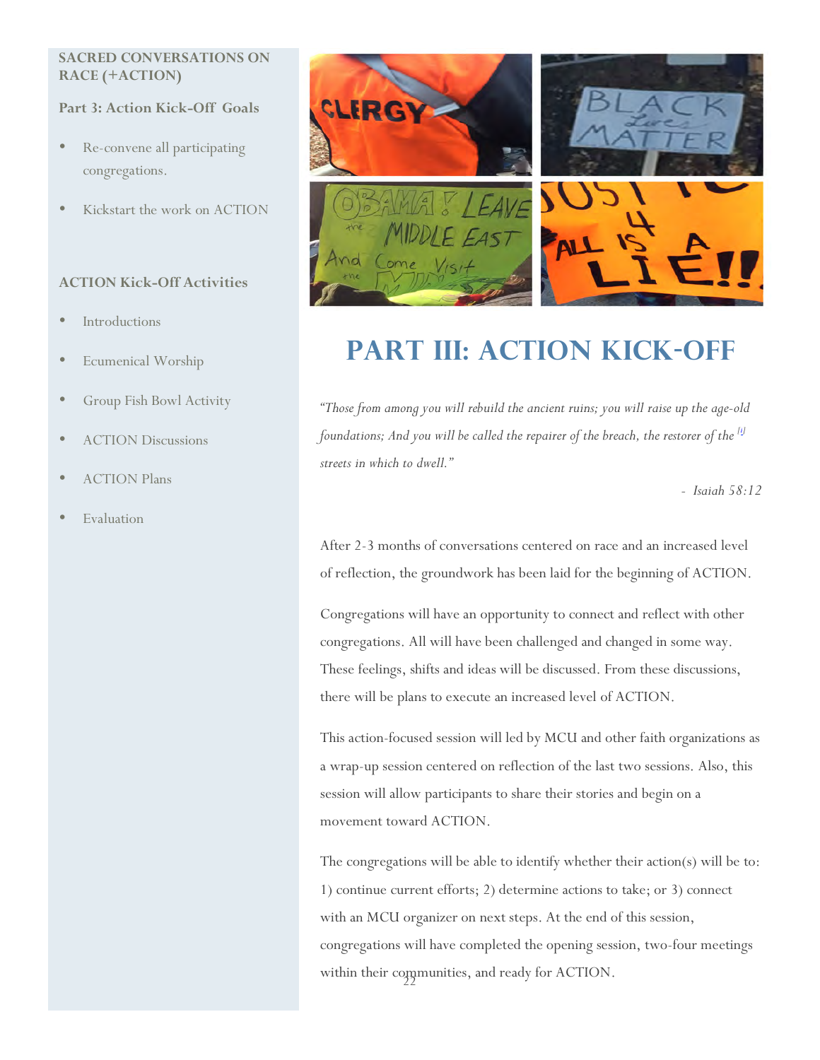**SACRED CONVERSATIONS ON RACE (+ACTION)**

**Part 3: Action Kick-Off Goals**

- Re-convene all participating congregations.
- Kickstart the work on ACTION

**ACTION Kick-Off Activities**

- Introductions
- Ecumenical Worship
- Group Fish Bowl Activity
- ACTION Discussions
- ACTION Plans
- Evaluation

# PART III: ACTION KICK-OFF

*"Those from among you will rebuild the ancient ruins; you will raise up the age-old foundations; And you will be called the repairer of the breach, the restorer of the* [1] *streets in which to dwell."*

*- Isaiah 58:12*

After 2-3 months of conversations centered on race and an increased level of reflection, the groundwork has been laid for the beginning of ACTION.

Congregations will have an opportunity to connect and reflect with other congregations. All will have been challenged and changed in some way. These feelings, shifts and ideas will be discussed. From these discussions, there will be plans to execute an increased level of ACTION.

This action-focused session will led by MCU and other faith organizations as a wrap-up session centered on reflection of the last two sessions. Also, this session will allow participants to share their stories and begin on a movement toward ACTION.

The congregations will be able to identify whether their action(s) will be to: 1) continue current efforts; 2) determine actions to take; or 3) connect with an MCU organizer on next steps. At the end of this session, congregations will have completed the opening session, two-four meetings within their communities, and ready for ACTION.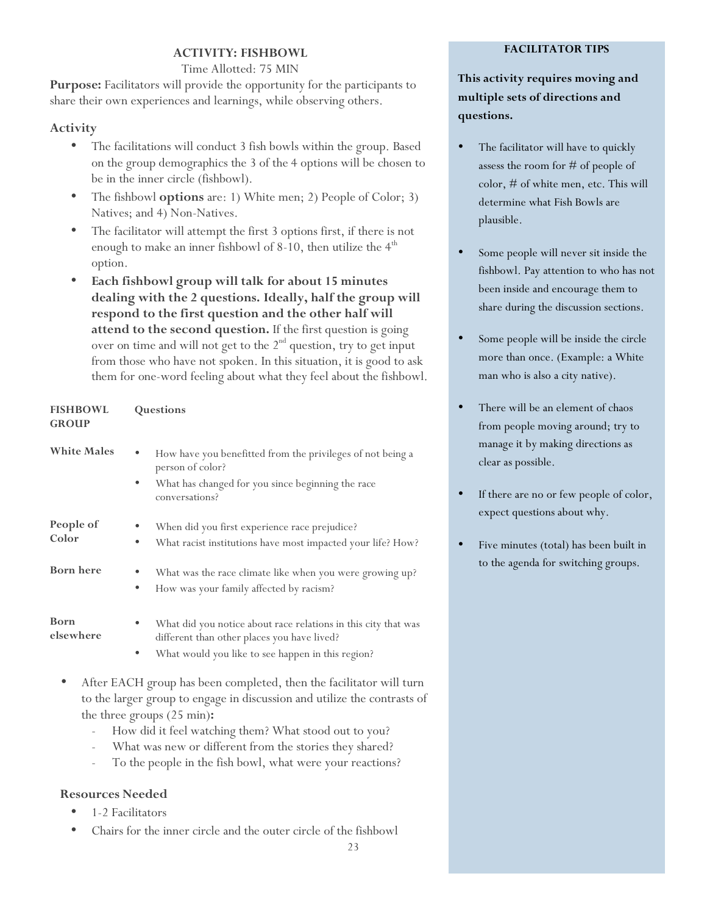## ACTIVITY: FISHBOWL

Time Allotted: 75 MIN

**Purpose:** Facilitators will provide the opportunity for the participants to share their own experiences and learnings, while observing others.

### Activity

- The facilitations will conduct 3 fish bowls within the group. Based on the group demographics the 3 of the 4 options will be chosen to be in the inner circle (fishbowl).
- The fishbowl **options** are: 1) White men; 2) People of Color; 3) Natives; and 4) Non-Natives.
- The facilitator will attempt the first 3 options first, if there is not enough to make an inner fishbowl of 8-10, then utilize the 4th option.
- **Each fishbowl group will talk for about 15 minutes dealing with the 2 questions. Ideally, half the group will respond to the first question and the other half will attend to the second question.** If the first question is going over on time and will not get to the 2nd question, try to get input from those who have not spoken. In this situation, it is good to ask them for one-word feeling about what they feel about the fishbowl.

| FISHBOWL GROUP | Questions |
|---|---|
| White Males | • How have you benefitted from the privileges of not being a person of color?<br>• What has changed for you since beginning the race conversations? |
| People of Color | • When did you first experience race prejudice?<br>• What racist institutions have most impacted your life? How? |
| Born here | • What was the race climate like when you were growing up?<br>• How was your family affected by racism? |
| Born elsewhere | • What did you notice about race relations in this city that was different than other places you have lived?<br>• What would you like to see happen in this region? |

- After EACH group has been completed, then the facilitator will turn to the larger group to engage in discussion and utilize the contrasts of the three groups (25 min)**:**
  - How did it feel watching them? What stood out to you?
  - What was new or different from the stories they shared?
  - To the people in the fish bowl, what were your reactions?

### Resources Needed

- 1-2 Facilitators
- Chairs for the inner circle and the outer circle of the fishbowl

#### FACILITATOR TIPS

**This activity requires moving and multiple sets of directions and questions.**

- The facilitator will have to quickly assess the room for # of people of color, # of white men, etc. This will determine what Fish Bowls are plausible.
- Some people will never sit inside the fishbowl. Pay attention to who has not been inside and encourage them to share during the discussion sections.
- Some people will be inside the circle more than once. (Example: a White man who is also a city native).
- There will be an element of chaos from people moving around; try to manage it by making directions as clear as possible.
- If there are no or few people of color, expect questions about why.
- Five minutes (total) has been built in to the agenda for switching groups.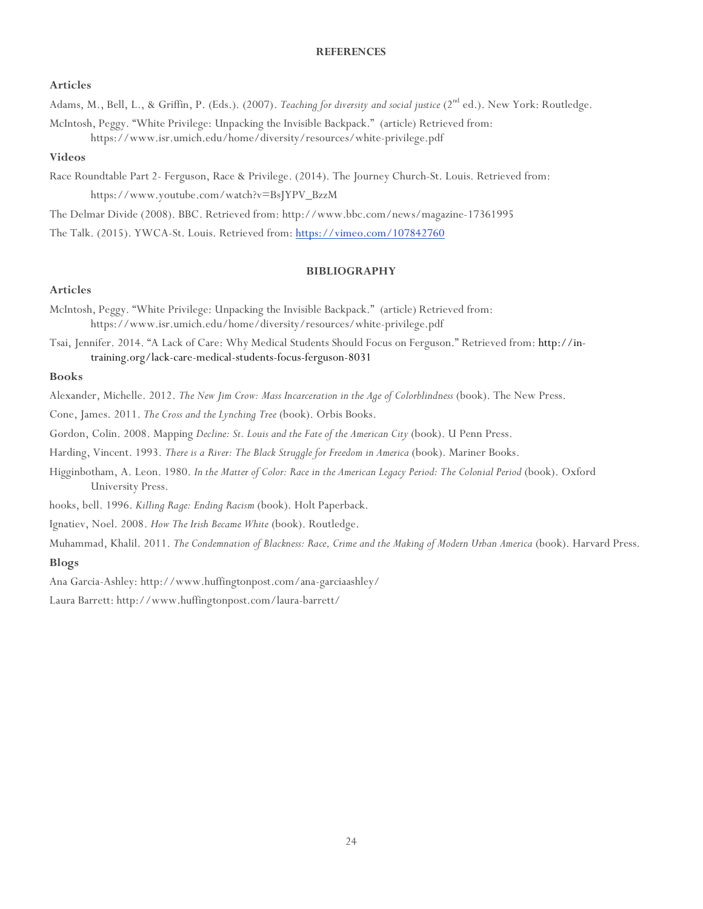## REFERENCES

### Articles

Adams, M., Bell, L., & Griffin, P. (Eds.). (2007). *Teaching for diversity and social justice* (2nd ed.). New York: Routledge.

McIntosh, Peggy. "White Privilege: Unpacking the Invisible Backpack." (article) Retrieved from: https://www.isr.umich.edu/home/diversity/resources/white-privilege.pdf

### Videos

Race Roundtable Part 2- Ferguson, Race & Privilege. (2014). The Journey Church-St. Louis. Retrieved from: https://www.youtube.com/watch?v=BsJYPV_BzzM

The Delmar Divide (2008). BBC. Retrieved from: http://www.bbc.com/news/magazine-17361995

The Talk. (2015). YWCA-St. Louis. Retrieved from: https://vimeo.com/107842760

## BIBLIOGRAPHY

### Articles

McIntosh, Peggy. "White Privilege: Unpacking the Invisible Backpack." (article) Retrieved from: https://www.isr.umich.edu/home/diversity/resources/white-privilege.pdf

Tsai, Jennifer. 2014. "A Lack of Care: Why Medical Students Should Focus on Ferguson." Retrieved from: http://in-training.org/lack-care-medical-students-focus-ferguson-8031

### Books

Alexander, Michelle. 2012. *The New Jim Crow: Mass Incarceration in the Age of Colorblindness* (book). The New Press.

Cone, James. 2011. *The Cross and the Lynching Tree* (book). Orbis Books.

Gordon, Colin. 2008. Mapping *Decline: St. Louis and the Fate of the American City* (book). U Penn Press.

Harding, Vincent. 1993. *There is a River: The Black Struggle for Freedom in America* (book). Mariner Books.

Higginbotham, A. Leon. 1980. *In the Matter of Color: Race in the American Legacy Period: The Colonial Period* (book). Oxford University Press.

hooks, bell. 1996. *Killing Rage: Ending Racism* (book). Holt Paperback.

Ignatiev, Noel. 2008. *How The Irish Became White* (book). Routledge.

Muhammad, Khalil. 2011. *The Condemnation of Blackness: Race, Crime and the Making of Modern Urban America* (book). Harvard Press.

### Blogs

Ana Garcia-Ashley: http://www.huffingtonpost.com/ana-garciaashley/

Laura Barrett: http://www.huffingtonpost.com/laura-barrett/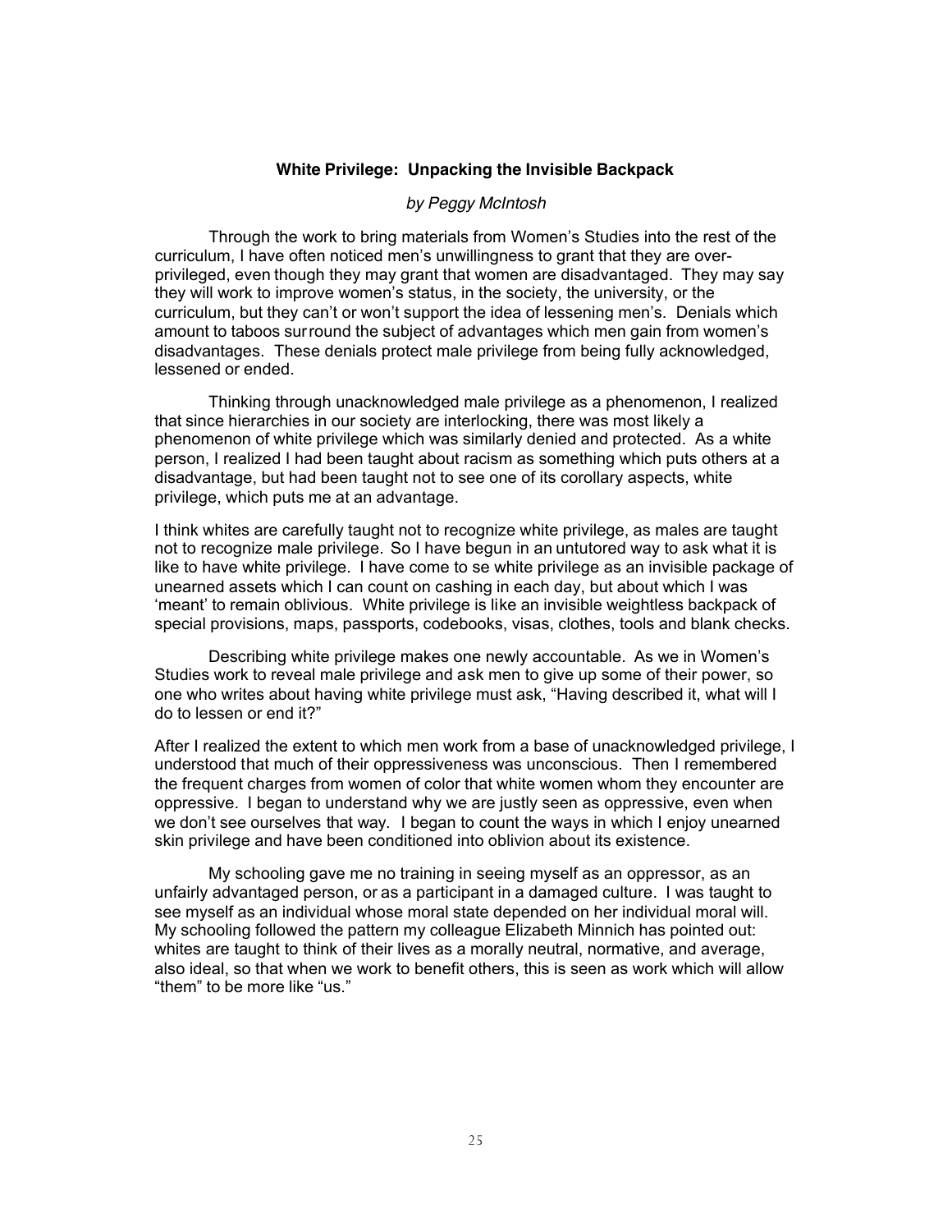**White Privilege: Unpacking the Invisible Backpack**

*by Peggy McIntosh*

Through the work to bring materials from Women's Studies into the rest of the curriculum, I have often noticed men's unwillingness to grant that they are over-privileged, even though they may grant that women are disadvantaged. They may say they will work to improve women's status, in the society, the university, or the curriculum, but they can't or won't support the idea of lessening men's. Denials which amount to taboos surround the subject of advantages which men gain from women's disadvantages. These denials protect male privilege from being fully acknowledged, lessened or ended.

Thinking through unacknowledged male privilege as a phenomenon, I realized that since hierarchies in our society are interlocking, there was most likely a phenomenon of white privilege which was similarly denied and protected. As a white person, I realized I had been taught about racism as something which puts others at a disadvantage, but had been taught not to see one of its corollary aspects, white privilege, which puts me at an advantage.

I think whites are carefully taught not to recognize white privilege, as males are taught not to recognize male privilege. So I have begun in an untutored way to ask what it is like to have white privilege. I have come to se white privilege as an invisible package of unearned assets which I can count on cashing in each day, but about which I was 'meant' to remain oblivious. White privilege is like an invisible weightless backpack of special provisions, maps, passports, codebooks, visas, clothes, tools and blank checks.

Describing white privilege makes one newly accountable. As we in Women's Studies work to reveal male privilege and ask men to give up some of their power, so one who writes about having white privilege must ask, "Having described it, what will I do to lessen or end it?"

After I realized the extent to which men work from a base of unacknowledged privilege, I understood that much of their oppressiveness was unconscious. Then I remembered the frequent charges from women of color that white women whom they encounter are oppressive. I began to understand why we are justly seen as oppressive, even when we don't see ourselves that way. I began to count the ways in which I enjoy unearned skin privilege and have been conditioned into oblivion about its existence.

My schooling gave me no training in seeing myself as an oppressor, as an unfairly advantaged person, or as a participant in a damaged culture. I was taught to see myself as an individual whose moral state depended on her individual moral will. My schooling followed the pattern my colleague Elizabeth Minnich has pointed out: whites are taught to think of their lives as a morally neutral, normative, and average, also ideal, so that when we work to benefit others, this is seen as work which will allow "them" to be more like "us."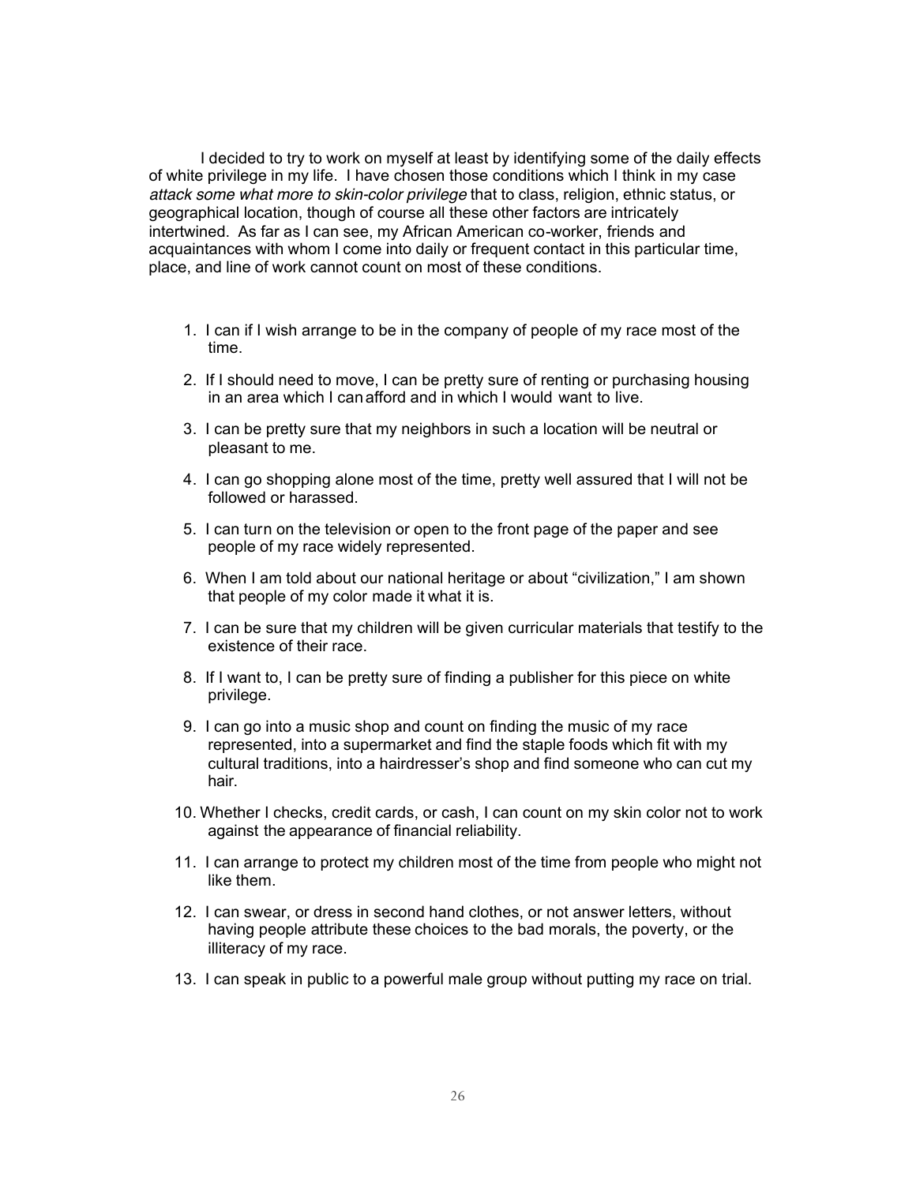I decided to try to work on myself at least by identifying some of the daily effects of white privilege in my life. I have chosen those conditions which I think in my case *attack some what more to skin-color privilege* that to class, religion, ethnic status, or geographical location, though of course all these other factors are intricately intertwined. As far as I can see, my African American co-worker, friends and acquaintances with whom I come into daily or frequent contact in this particular time, place, and line of work cannot count on most of these conditions.

1. I can if I wish arrange to be in the company of people of my race most of the time.
2. If I should need to move, I can be pretty sure of renting or purchasing housing in an area which I can afford and in which I would want to live.
3. I can be pretty sure that my neighbors in such a location will be neutral or pleasant to me.
4. I can go shopping alone most of the time, pretty well assured that I will not be followed or harassed.
5. I can turn on the television or open to the front page of the paper and see people of my race widely represented.
6. When I am told about our national heritage or about "civilization," I am shown that people of my color made it what it is.
7. I can be sure that my children will be given curricular materials that testify to the existence of their race.
8. If I want to, I can be pretty sure of finding a publisher for this piece on white privilege.
9. I can go into a music shop and count on finding the music of my race represented, into a supermarket and find the staple foods which fit with my cultural traditions, into a hairdresser's shop and find someone who can cut my hair.
10. Whether I checks, credit cards, or cash, I can count on my skin color not to work against the appearance of financial reliability.
11. I can arrange to protect my children most of the time from people who might not like them.
12. I can swear, or dress in second hand clothes, or not answer letters, without having people attribute these choices to the bad morals, the poverty, or the illiteracy of my race.
13. I can speak in public to a powerful male group without putting my race on trial.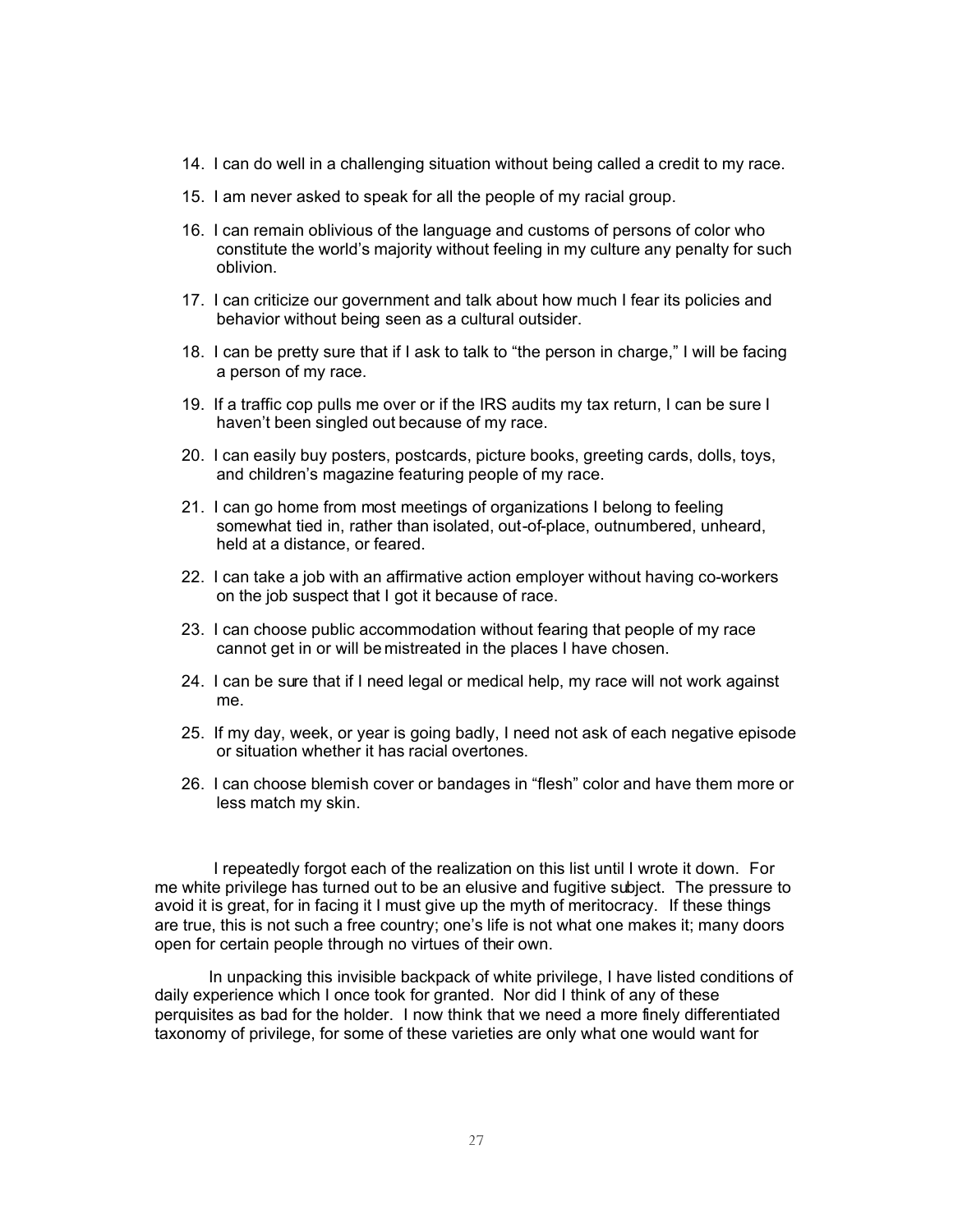14. I can do well in a challenging situation without being called a credit to my race.

15. I am never asked to speak for all the people of my racial group.

16. I can remain oblivious of the language and customs of persons of color who constitute the world's majority without feeling in my culture any penalty for such oblivion.

17. I can criticize our government and talk about how much I fear its policies and behavior without being seen as a cultural outsider.

18. I can be pretty sure that if I ask to talk to "the person in charge," I will be facing a person of my race.

19. If a traffic cop pulls me over or if the IRS audits my tax return, I can be sure I haven't been singled out because of my race.

20. I can easily buy posters, postcards, picture books, greeting cards, dolls, toys, and children's magazine featuring people of my race.

21. I can go home from most meetings of organizations I belong to feeling somewhat tied in, rather than isolated, out-of-place, outnumbered, unheard, held at a distance, or feared.

22. I can take a job with an affirmative action employer without having co-workers on the job suspect that I got it because of race.

23. I can choose public accommodation without fearing that people of my race cannot get in or will be mistreated in the places I have chosen.

24. I can be sure that if I need legal or medical help, my race will not work against me.

25. If my day, week, or year is going badly, I need not ask of each negative episode or situation whether it has racial overtones.

26. I can choose blemish cover or bandages in "flesh" color and have them more or less match my skin.

I repeatedly forgot each of the realization on this list until I wrote it down. For me white privilege has turned out to be an elusive and fugitive subject. The pressure to avoid it is great, for in facing it I must give up the myth of meritocracy. If these things are true, this is not such a free country; one's life is not what one makes it; many doors open for certain people through no virtues of their own.

In unpacking this invisible backpack of white privilege, I have listed conditions of daily experience which I once took for granted. Nor did I think of any of these perquisites as bad for the holder. I now think that we need a more finely differentiated taxonomy of privilege, for some of these varieties are only what one would want for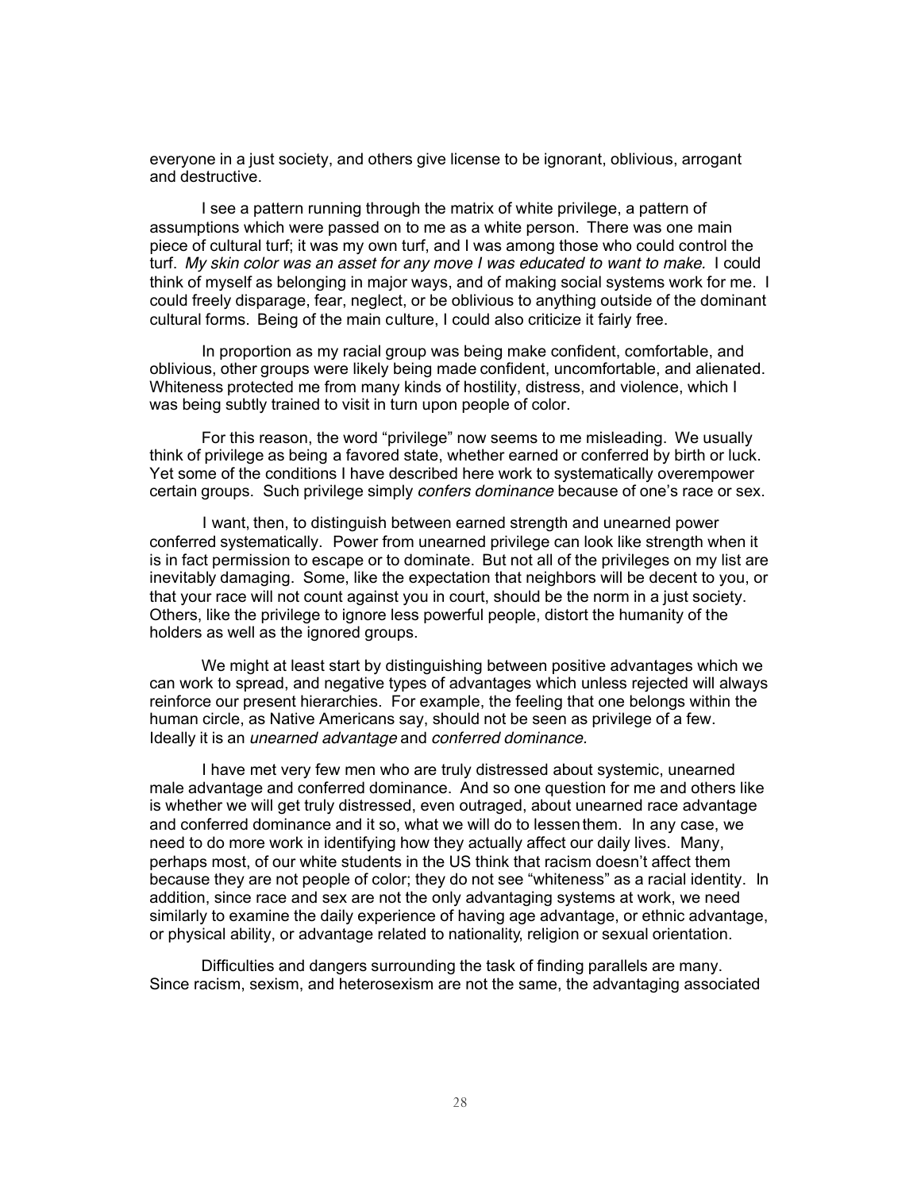everyone in a just society, and others give license to be ignorant, oblivious, arrogant and destructive.

I see a pattern running through the matrix of white privilege, a pattern of assumptions which were passed on to me as a white person. There was one main piece of cultural turf; it was my own turf, and I was among those who could control the turf. *My skin color was an asset for any move I was educated to want to make.* I could think of myself as belonging in major ways, and of making social systems work for me. I could freely disparage, fear, neglect, or be oblivious to anything outside of the dominant cultural forms. Being of the main culture, I could also criticize it fairly free.

In proportion as my racial group was being make confident, comfortable, and oblivious, other groups were likely being made confident, uncomfortable, and alienated. Whiteness protected me from many kinds of hostility, distress, and violence, which I was being subtly trained to visit in turn upon people of color.

For this reason, the word "privilege" now seems to me misleading. We usually think of privilege as being a favored state, whether earned or conferred by birth or luck. Yet some of the conditions I have described here work to systematically overempower certain groups. Such privilege simply *confers dominance* because of one's race or sex.

I want, then, to distinguish between earned strength and unearned power conferred systematically. Power from unearned privilege can look like strength when it is in fact permission to escape or to dominate. But not all of the privileges on my list are inevitably damaging. Some, like the expectation that neighbors will be decent to you, or that your race will not count against you in court, should be the norm in a just society. Others, like the privilege to ignore less powerful people, distort the humanity of the holders as well as the ignored groups.

We might at least start by distinguishing between positive advantages which we can work to spread, and negative types of advantages which unless rejected will always reinforce our present hierarchies. For example, the feeling that one belongs within the human circle, as Native Americans say, should not be seen as privilege of a few. Ideally it is an *unearned advantage* and *conferred dominance*.

I have met very few men who are truly distressed about systemic, unearned male advantage and conferred dominance. And so one question for me and others like is whether we will get truly distressed, even outraged, about unearned race advantage and conferred dominance and it so, what we will do to lessen them. In any case, we need to do more work in identifying how they actually affect our daily lives. Many, perhaps most, of our white students in the US think that racism doesn't affect them because they are not people of color; they do not see "whiteness" as a racial identity. In addition, since race and sex are not the only advantaging systems at work, we need similarly to examine the daily experience of having age advantage, or ethnic advantage, or physical ability, or advantage related to nationality, religion or sexual orientation.

Difficulties and dangers surrounding the task of finding parallels are many. Since racism, sexism, and heterosexism are not the same, the advantaging associated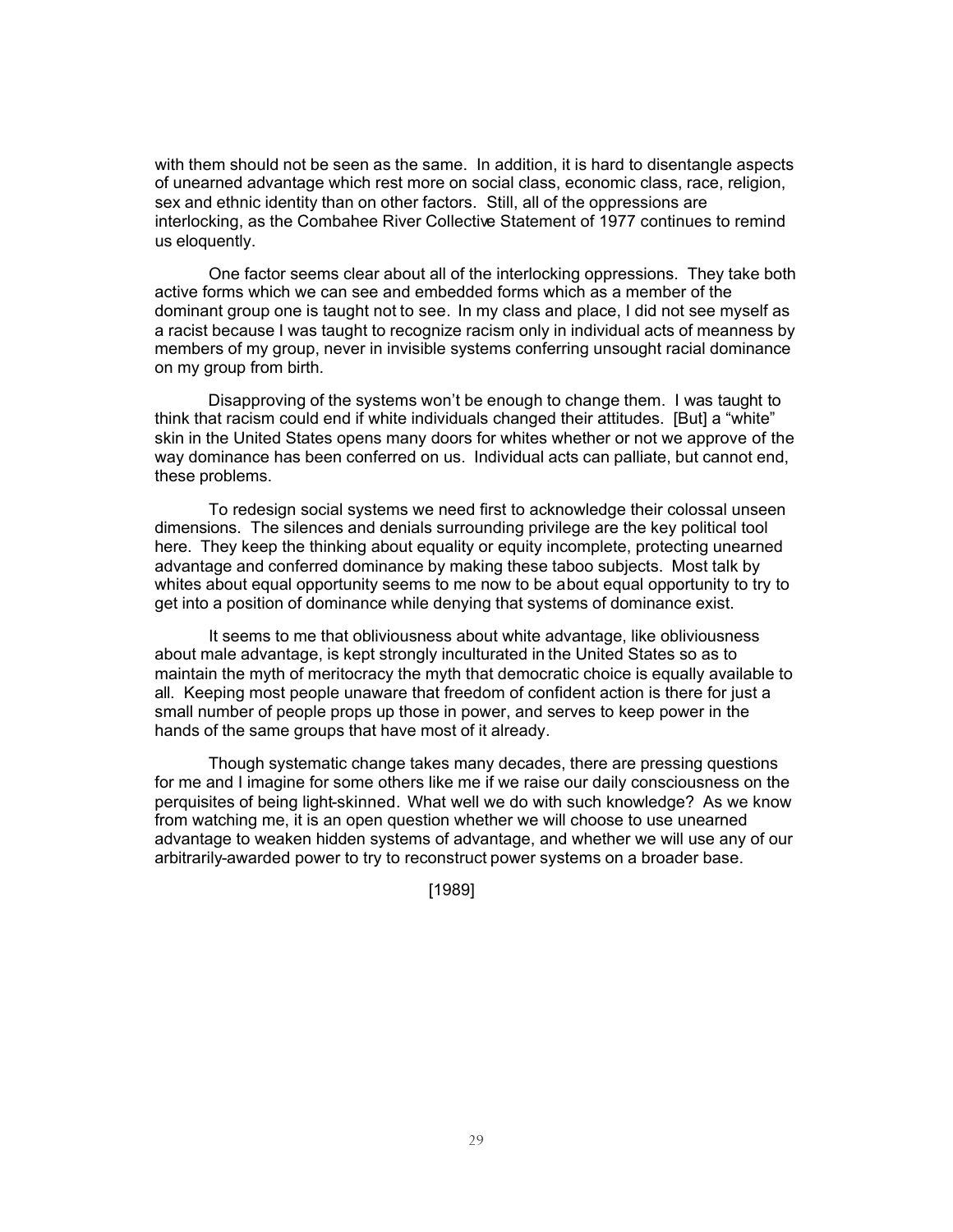with them should not be seen as the same. In addition, it is hard to disentangle aspects of unearned advantage which rest more on social class, economic class, race, religion, sex and ethnic identity than on other factors. Still, all of the oppressions are interlocking, as the Combahee River Collective Statement of 1977 continues to remind us eloquently.

One factor seems clear about all of the interlocking oppressions. They take both active forms which we can see and embedded forms which as a member of the dominant group one is taught not to see. In my class and place, I did not see myself as a racist because I was taught to recognize racism only in individual acts of meanness by members of my group, never in invisible systems conferring unsought racial dominance on my group from birth.

Disapproving of the systems won't be enough to change them. I was taught to think that racism could end if white individuals changed their attitudes. [But] a "white" skin in the United States opens many doors for whites whether or not we approve of the way dominance has been conferred on us. Individual acts can palliate, but cannot end, these problems.

To redesign social systems we need first to acknowledge their colossal unseen dimensions. The silences and denials surrounding privilege are the key political tool here. They keep the thinking about equality or equity incomplete, protecting unearned advantage and conferred dominance by making these taboo subjects. Most talk by whites about equal opportunity seems to me now to be about equal opportunity to try to get into a position of dominance while denying that systems of dominance exist.

It seems to me that obliviousness about white advantage, like obliviousness about male advantage, is kept strongly inculturated in the United States so as to maintain the myth of meritocracy the myth that democratic choice is equally available to all. Keeping most people unaware that freedom of confident action is there for just a small number of people props up those in power, and serves to keep power in the hands of the same groups that have most of it already.

Though systematic change takes many decades, there are pressing questions for me and I imagine for some others like me if we raise our daily consciousness on the perquisites of being light-skinned. What well we do with such knowledge? As we know from watching me, it is an open question whether we will choose to use unearned advantage to weaken hidden systems of advantage, and whether we will use any of our arbitrarily-awarded power to try to reconstruct power systems on a broader base.

[1989]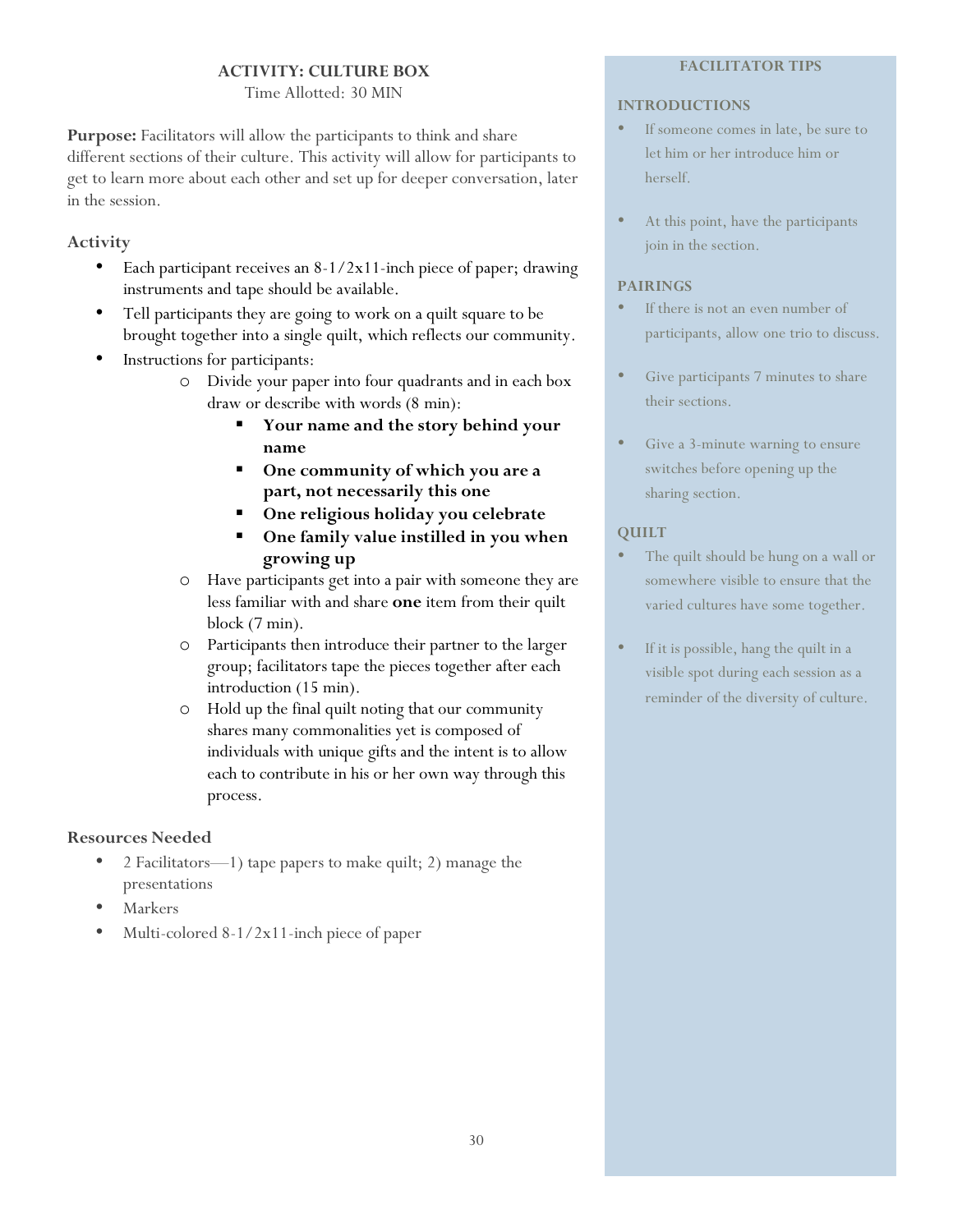## ACTIVITY: CULTURE BOX

Time Allotted: 30 MIN

**Purpose:** Facilitators will allow the participants to think and share different sections of their culture. This activity will allow for participants to get to learn more about each other and set up for deeper conversation, later in the session.

### Activity

- Each participant receives an 8-1/2x11-inch piece of paper; drawing instruments and tape should be available.
- Tell participants they are going to work on a quilt square to be brought together into a single quilt, which reflects our community.
- Instructions for participants:
    - Divide your paper into four quadrants and in each box draw or describe with words (8 min):
        - **Your name and the story behind your name**
        - **One community of which you are a part, not necessarily this one**
        - **One religious holiday you celebrate**
        - **One family value instilled in you when growing up**
    - Have participants get into a pair with someone they are less familiar with and share **one** item from their quilt block (7 min).
    - Participants then introduce their partner to the larger group; facilitators tape the pieces together after each introduction (15 min).
    - Hold up the final quilt noting that our community shares many commonalities yet is composed of individuals with unique gifts and the intent is to allow each to contribute in his or her own way through this process.

### Resources Needed

- 2 Facilitators—1) tape papers to make quilt; 2) manage the presentations
- Markers
- Multi-colored 8-1/2x11-inch piece of paper

### FACILITATOR TIPS

**INTRODUCTIONS**

- If someone comes in late, be sure to let him or her introduce him or herself.
- At this point, have the participants join in the section.

**PAIRINGS**

- If there is not an even number of participants, allow one trio to discuss.
- Give participants 7 minutes to share their sections.
- Give a 3-minute warning to ensure switches before opening up the sharing section.

**QUILT**

- The quilt should be hung on a wall or somewhere visible to ensure that the varied cultures have some together.
- If it is possible, hang the quilt in a visible spot during each session as a reminder of the diversity of culture.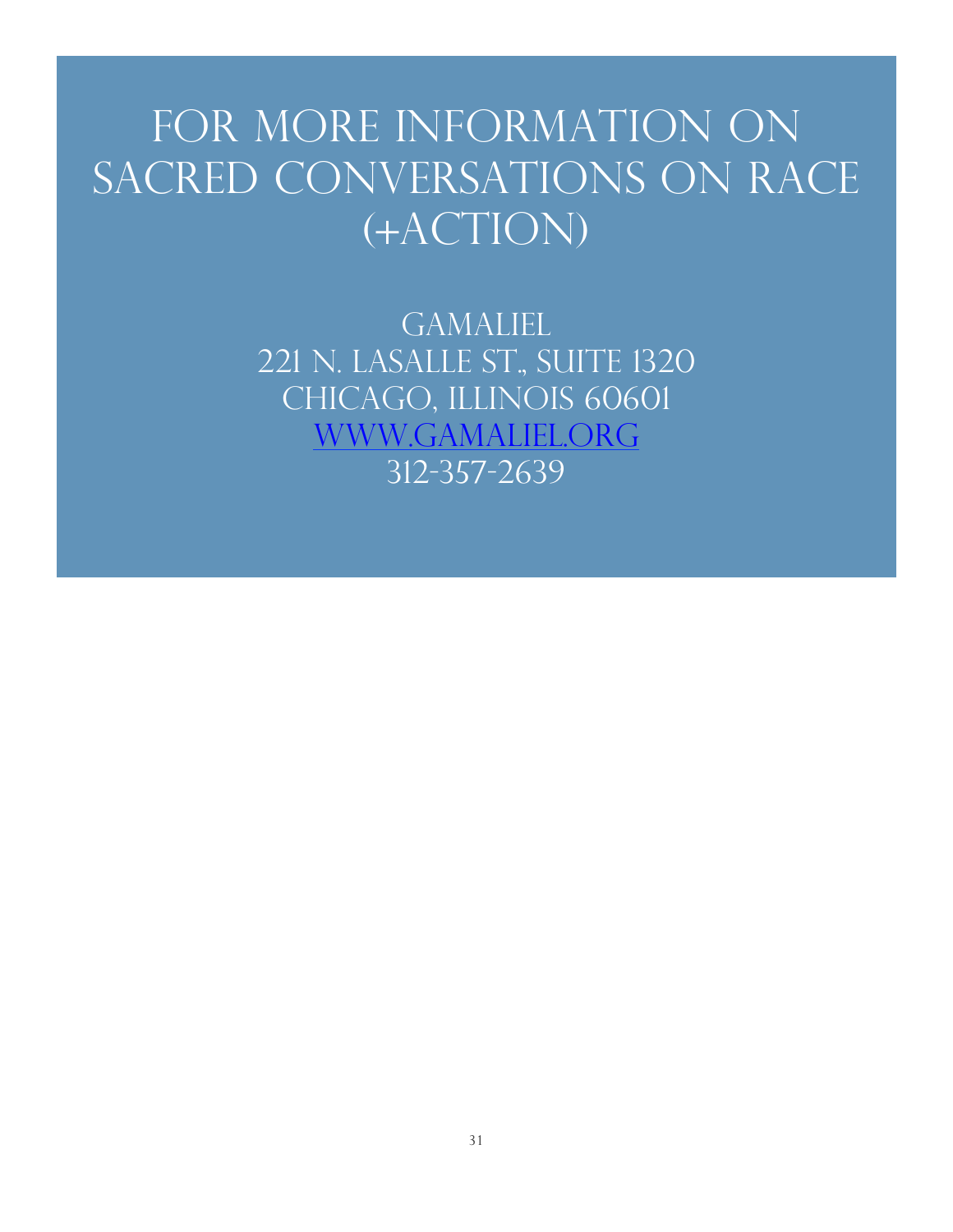# FOR MORE INFORMATION ON SACRED CONVERSATIONS ON RACE (+ACTION)

GAMALIEL
221 N. LASALLE ST., SUITE 1320
CHICAGO, ILLINOIS 60601
[WWW.GAMALIEL.ORG](http://www.gamaliel.org)
312-357-2639